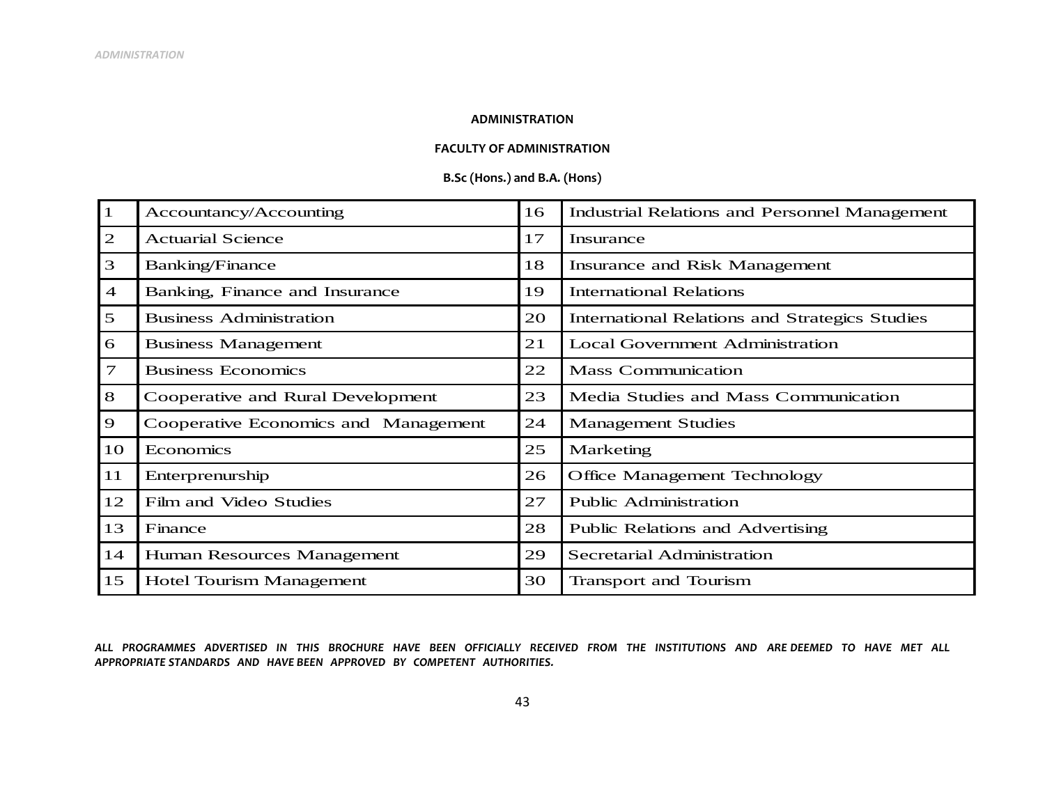## ADMINISTRATION

### FACULTY OF ADMINISTRATION

### B.Sc (Hons.) and B.A. (Hons)

| | | | |
|---|---|---|---|
| 1 | Accountancy/Accounting | 16 | Industrial Relations and Personnel Management |
| 2 | Actuarial Science | 17 | Insurance |
| 3 | Banking/Finance | 18 | Insurance and Risk Management |
| 4 | Banking, Finance and Insurance | 19 | International Relations |
| 5 | Business Administration | 20 | International Relations and Strategics Studies |
| 6 | Business Management | 21 | Local Government Administration |
| 7 | Business Economics | 22 | Mass Communication |
| 8 | Cooperative and Rural Development | 23 | Media Studies and Mass Communication |
| 9 | Cooperative Economics and Management | 24 | Management Studies |
| 10 | Economics | 25 | Marketing |
| 11 | Enterprenurship | 26 | Office Management Technology |
| 12 | Film and Video Studies | 27 | Public Administration |
| 13 | Finance | 28 | Public Relations and Advertising |
| 14 | Human Resources Management | 29 | Secretarial Administration |
| 15 | Hotel Tourism Management | 30 | Transport and Tourism |

***ALL PROGRAMMES ADVERTISED IN THIS BROCHURE HAVE BEEN OFFICIALLY RECEIVED FROM THE INSTITUTIONS AND ARE DEEMED TO HAVE MET ALL APPROPRIATE STANDARDS AND HAVE BEEN APPROVED BY COMPETENT AUTHORITIES.***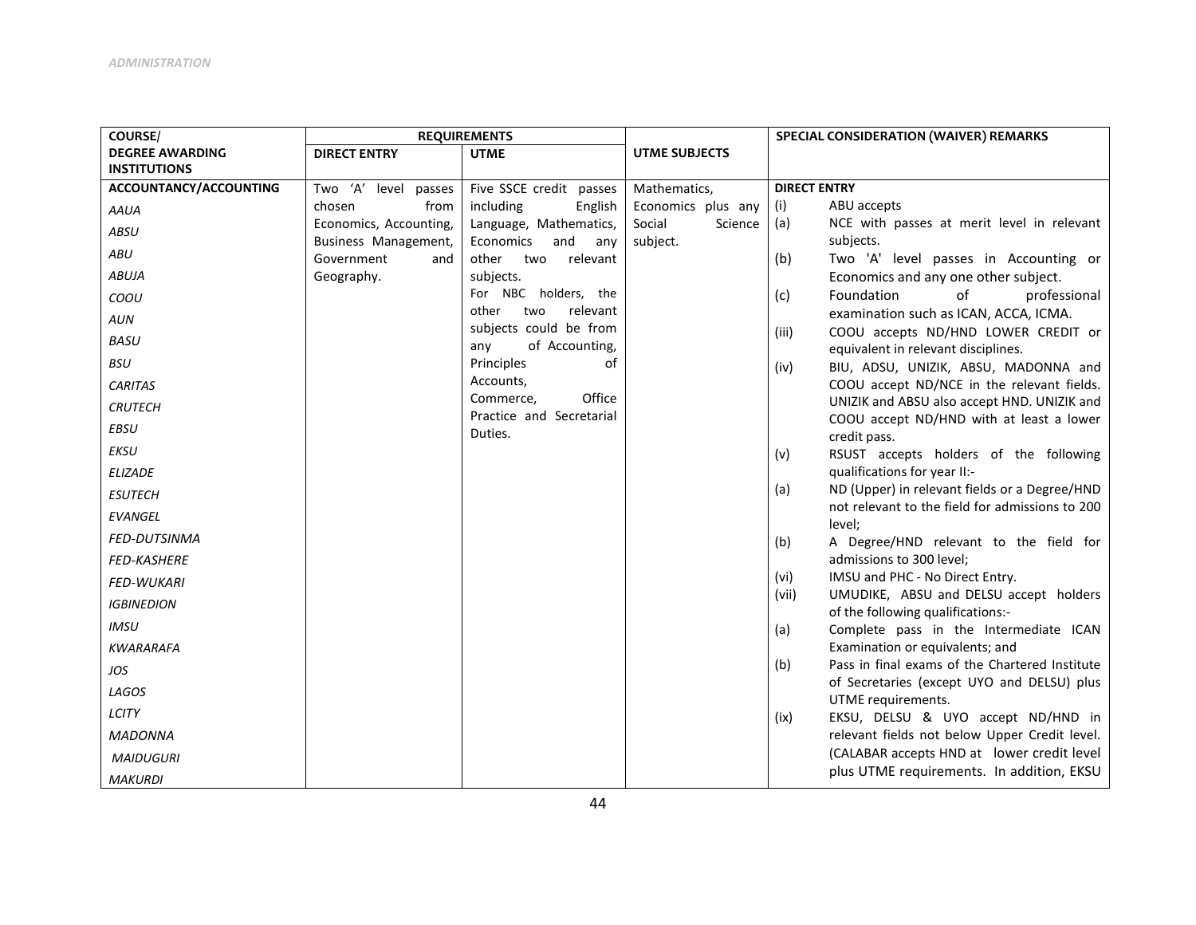*ADMINISTRATION*

| COURSE/ DEGREE AWARDING INSTITUTIONS | REQUIREMENTS | | UTME SUBJECTS | SPECIAL CONSIDERATION (WAIVER) REMARKS |
|---|---|---|---|---|
| | DIRECT ENTRY | UTME | | |
| **ACCOUNTANCY/ACCOUNTING**<br>*AAUA*<br>*ABSU*<br>*ABU*<br>*ABUJA*<br>*COOU*<br>*AUN*<br>*BASU*<br>*BSU*<br>*CARITAS*<br>*CRUTECH*<br>*EBSU*<br>*EKSU*<br>*ELIZADE*<br>*ESUTECH*<br>*EVANGEL*<br>*FED-DUTSINMA*<br>*FED-KASHERE*<br>*FED-WUKARI*<br>*IGBINEDION*<br>*IMSU*<br>*KWARARAFA*<br>*JOS*<br>*LAGOS*<br>*LCITY*<br>*MADONNA*<br>*MAIDUGURI*<br>*MAKURDI* | Two 'A' level passes chosen from Economics, Accounting, Business Management, Government and Geography. | Five SSCE credit passes including English Language, Mathematics, Economics and any other two relevant subjects.<br>For NBC holders, the other two relevant subjects could be from any of Accounting, Principles of Accounts, Commerce, Office Practice and Secretarial Duties. | Mathematics, Economics plus any Social Science subject. | **DIRECT ENTRY**<br>(i) ABU accepts<br>(a) NCE with passes at merit level in relevant subjects.<br>(b) Two 'A' level passes in Accounting or Economics and any one other subject.<br>(c) Foundation of professional examination such as ICAN, ACCA, ICMA.<br>(iii) COOU accepts ND/HND LOWER CREDIT or equivalent in relevant disciplines.<br>(iv) BIU, ADSU, UNIZIK, ABSU, MADONNA and COOU accept ND/NCE in the relevant fields. UNIZIK and ABSU also accept HND. UNIZIK and COOU accept ND/HND with at least a lower credit pass.<br>(v) RSUST accepts holders of the following qualifications for year II:-<br>(a) ND (Upper) in relevant fields or a Degree/HND not relevant to the field for admissions to 200 level;<br>(b) A Degree/HND relevant to the field for admissions to 300 level;<br>(vi) IMSU and PHC - No Direct Entry.<br>(vii) UMUDIKE, ABSU and DELSU accept holders of the following qualifications:-<br>(a) Complete pass in the Intermediate ICAN Examination or equivalents; and<br>(b) Pass in final exams of the Chartered Institute of Secretaries (except UYO and DELSU) plus UTME requirements.<br>(ix) EKSU, DELSU & UYO accept ND/HND in relevant fields not below Upper Credit level. (CALABAR accepts HND at lower credit level plus UTME requirements. In addition, EKSU |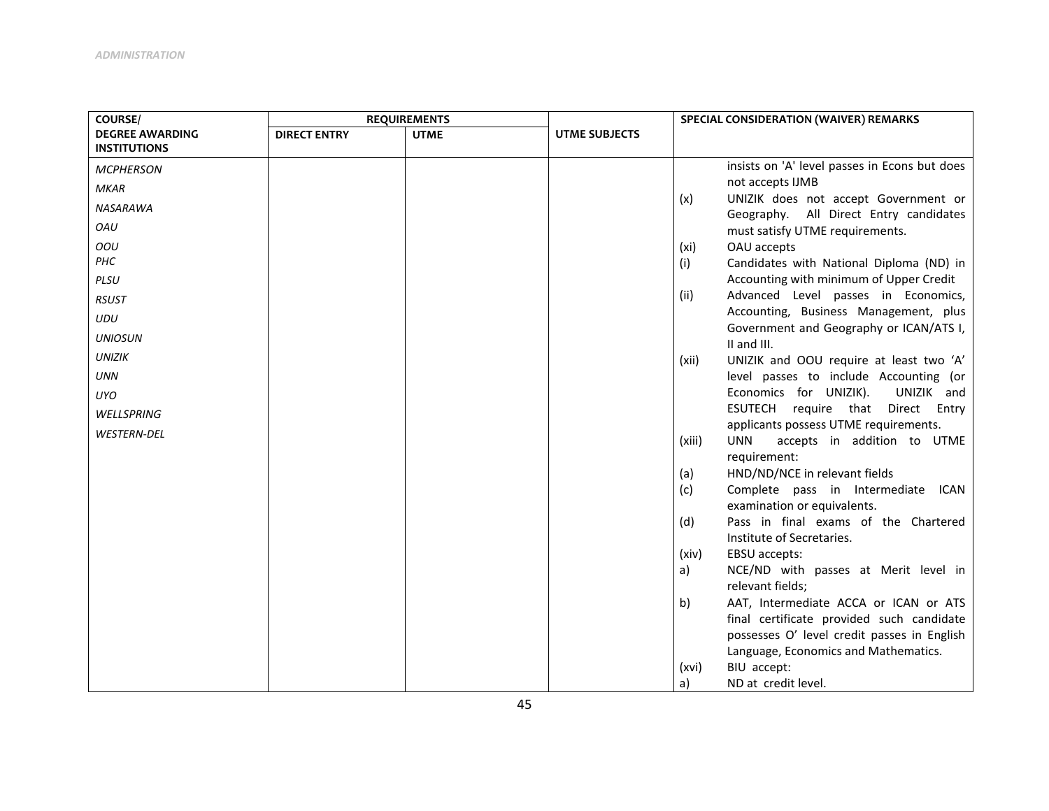| COURSE/ DEGREE AWARDING INSTITUTIONS | REQUIREMENTS | | UTME SUBJECTS | SPECIAL CONSIDERATION (WAIVER) REMARKS |
|---|---|---|---|---|
| | DIRECT ENTRY | UTME | | |
| *MCPHERSON*<br>*MKAR*<br>*NASARAWA*<br>*OAU*<br>*OOU*<br>*PHC*<br>*PLSU*<br>*RSUST*<br>*UDU*<br>*UNIOSUN*<br>*UNIZIK*<br>*UNN*<br>*UYO*<br>*WELLSPRING*<br>*WESTERN-DEL* | | | | insists on 'A' level passes in Econs but does not accepts IJMB<br>(x) UNIZIK does not accept Government or Geography. All Direct Entry candidates must satisfy UTME requirements.<br>(xi) OAU accepts<br>(i) Candidates with National Diploma (ND) in Accounting with minimum of Upper Credit<br>(ii) Advanced Level passes in Economics, Accounting, Business Management, plus Government and Geography or ICAN/ATS I, II and III.<br>(xii) UNIZIK and OOU require at least two 'A' level passes to include Accounting (or Economics for UNIZIK). UNIZIK and ESUTECH require that Direct Entry applicants possess UTME requirements.<br>(xiii) UNN accepts in addition to UTME requirement:<br>(a) HND/ND/NCE in relevant fields<br>(c) Complete pass in Intermediate ICAN examination or equivalents.<br>(d) Pass in final exams of the Chartered Institute of Secretaries.<br>(xiv) EBSU accepts:<br>a) NCE/ND with passes at Merit level in relevant fields;<br>b) AAT, Intermediate ACCA or ICAN or ATS final certificate provided such candidate possesses O' level credit passes in English Language, Economics and Mathematics.<br>(xvi) BIU accept:<br>a) ND at credit level. |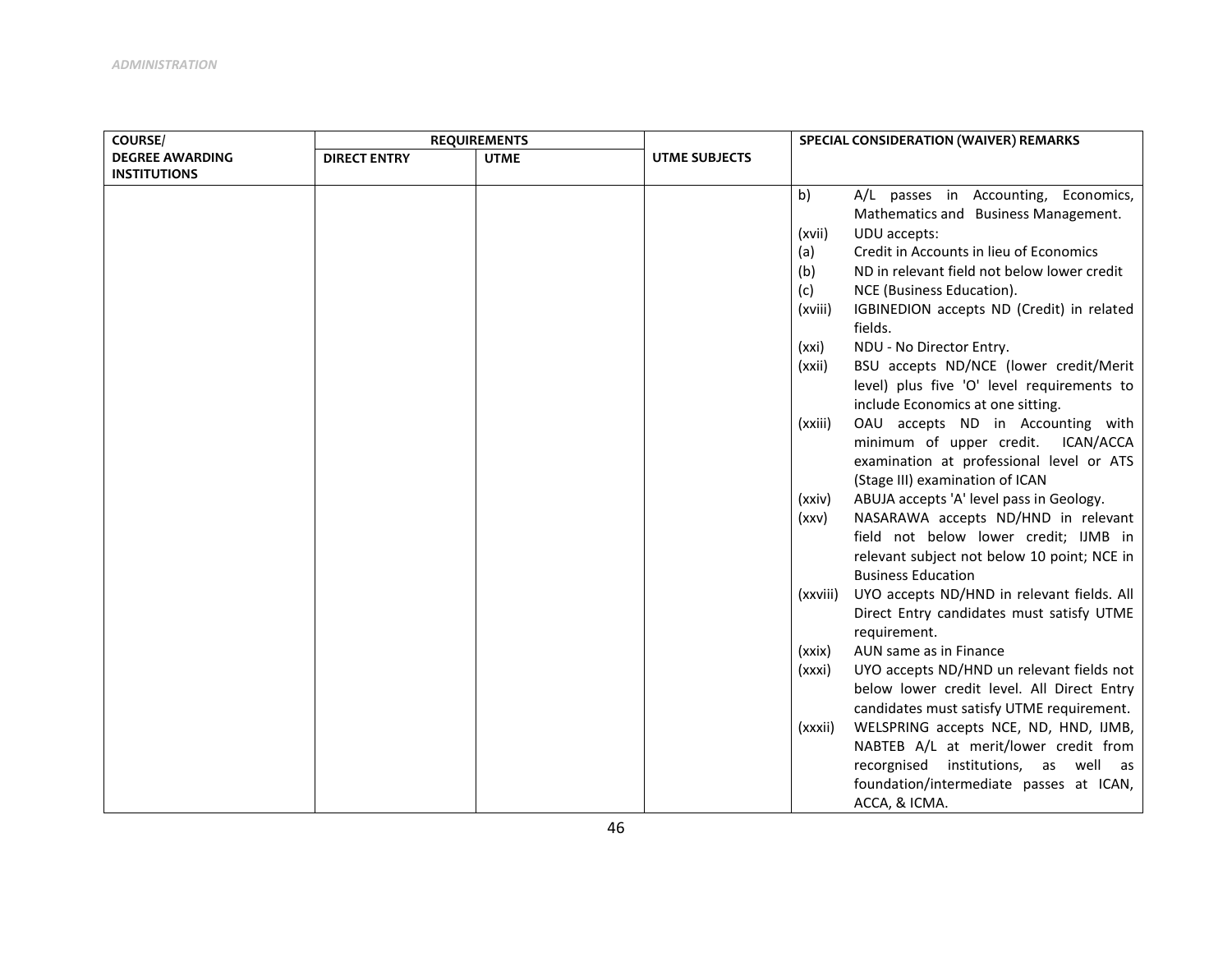| COURSE/ DEGREE AWARDING INSTITUTIONS | REQUIREMENTS | | UTME SUBJECTS | SPECIAL CONSIDERATION (WAIVER) REMARKS |
|---|---|---|---|---|
| | DIRECT ENTRY | UTME | | |
| | | | | b) A/L passes in Accounting, Economics, Mathematics and Business Management.<br>(xvii) UDU accepts:<br>(a) Credit in Accounts in lieu of Economics<br>(b) ND in relevant field not below lower credit<br>(c) NCE (Business Education).<br>(xviii) IGBINEDION accepts ND (Credit) in related fields.<br>(xxi) NDU - No Director Entry.<br>(xxii) BSU accepts ND/NCE (lower credit/Merit level) plus five 'O' level requirements to include Economics at one sitting.<br>(xxiii) OAU accepts ND in Accounting with minimum of upper credit. ICAN/ACCA examination at professional level or ATS (Stage III) examination of ICAN<br>(xxiv) ABUJA accepts 'A' level pass in Geology.<br>(xxv) NASARAWA accepts ND/HND in relevant field not below lower credit; IJMB in relevant subject not below 10 point; NCE in Business Education<br>(xxviii) UYO accepts ND/HND in relevant fields. All Direct Entry candidates must satisfy UTME requirement.<br>(xxix) AUN same as in Finance<br>(xxxi) UYO accepts ND/HND un relevant fields not below lower credit level. All Direct Entry candidates must satisfy UTME requirement.<br>(xxxii) WELSPRING accepts NCE, ND, HND, IJMB, NABTEB A/L at merit/lower credit from recorgnised institutions, as well as foundation/intermediate passes at ICAN, ACCA, & ICMA. |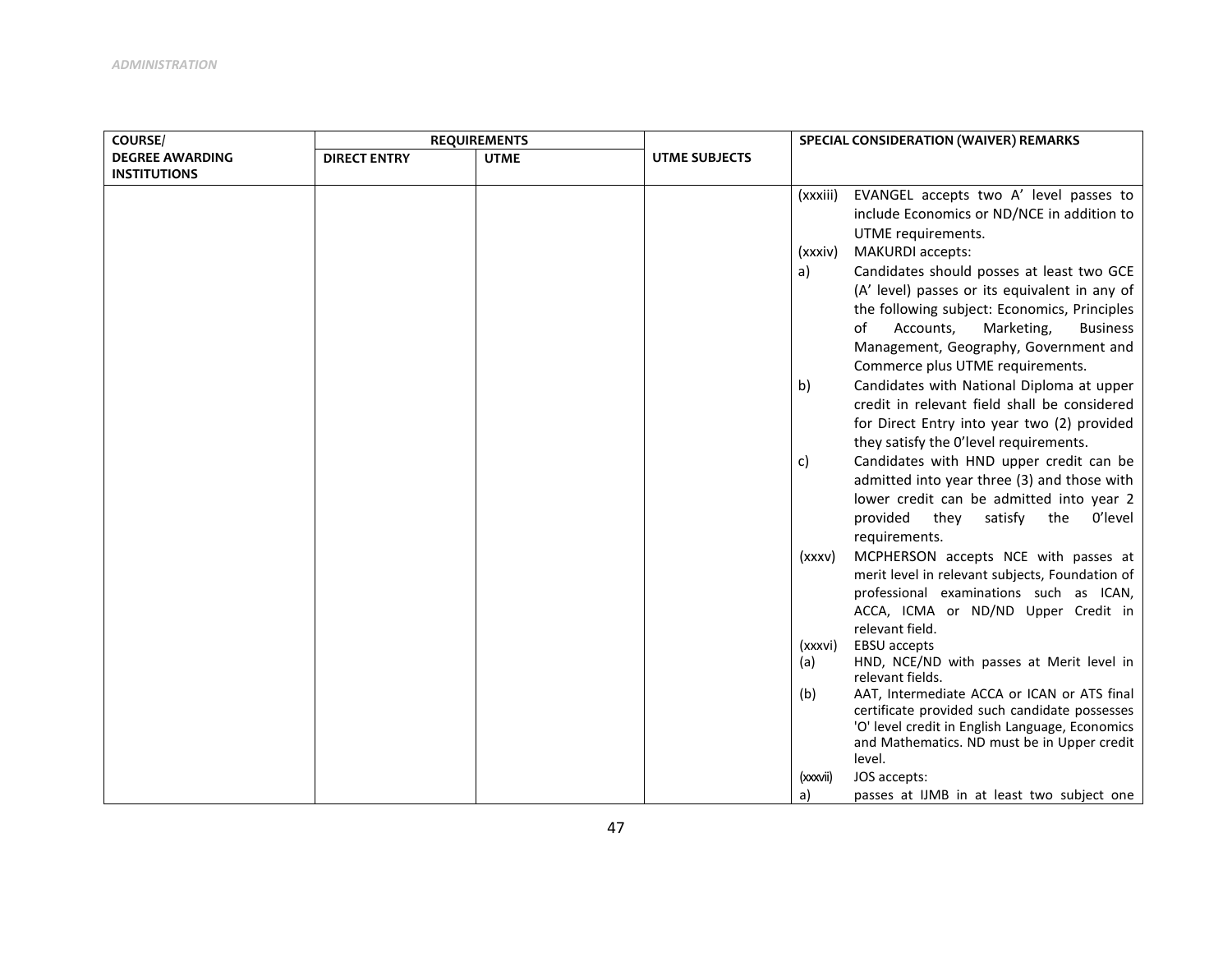| COURSE/ DEGREE AWARDING INSTITUTIONS | REQUIREMENTS | | UTME SUBJECTS | SPECIAL CONSIDERATION (WAIVER) REMARKS |
|---|---|---|---|---|
| | DIRECT ENTRY | UTME | | |
| | | | | (xxxiii) EVANGEL accepts two A' level passes to include Economics or ND/NCE in addition to UTME requirements.<br>(xxxiv) MAKURDI accepts:<br>a) Candidates should posses at least two GCE (A' level) passes or its equivalent in any of the following subject: Economics, Principles of Accounts, Marketing, Business Management, Geography, Government and Commerce plus UTME requirements.<br>b) Candidates with National Diploma at upper credit in relevant field shall be considered for Direct Entry into year two (2) provided they satisfy the 0'level requirements.<br>c) Candidates with HND upper credit can be admitted into year three (3) and those with lower credit can be admitted into year 2 provided they satisfy the 0'level requirements.<br>(xxxv) MCPHERSON accepts NCE with passes at merit level in relevant subjects, Foundation of professional examinations such as ICAN, ACCA, ICMA or ND/ND Upper Credit in relevant field.<br>(xxxvi) EBSU accepts<br>(a) HND, NCE/ND with passes at Merit level in relevant fields.<br>(b) AAT, Intermediate ACCA or ICAN or ATS final certificate provided such candidate possesses 'O' level credit in English Language, Economics and Mathematics. ND must be in Upper credit level.<br>(xxxvii) JOS accepts:<br>a) passes at IJMB in at least two subject one |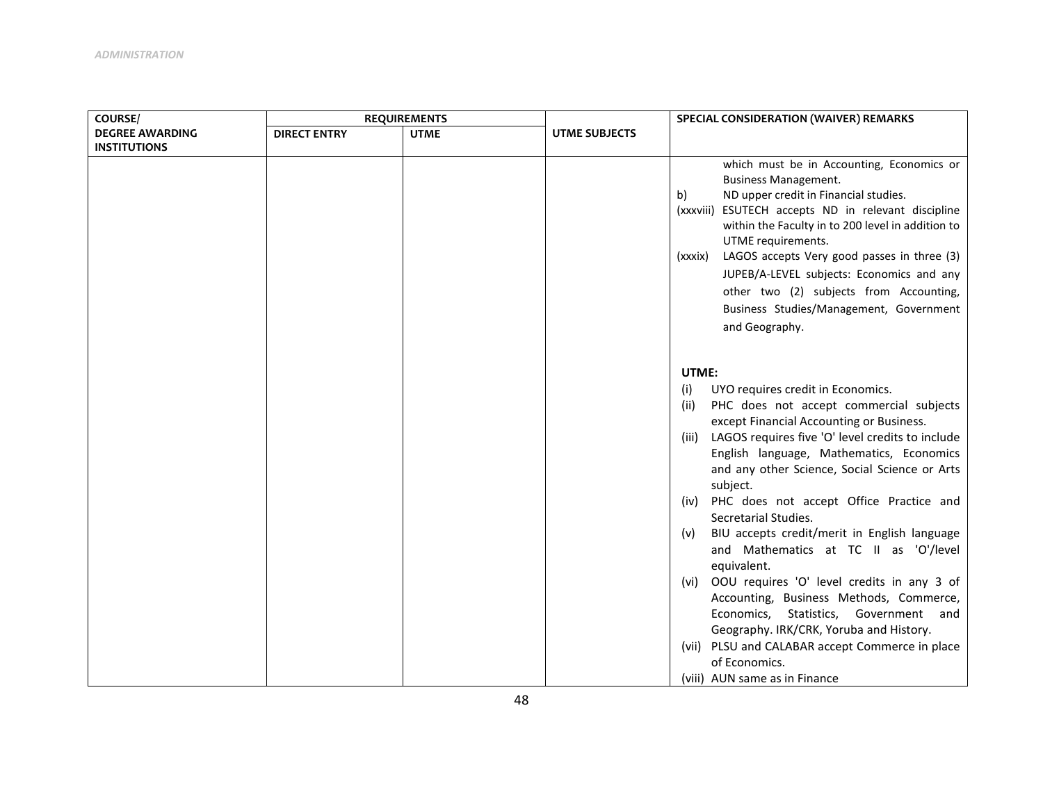| COURSE/ DEGREE AWARDING INSTITUTIONS | REQUIREMENTS | | UTME SUBJECTS | SPECIAL CONSIDERATION (WAIVER) REMARKS |
|---|---|---|---|---|
| | DIRECT ENTRY | UTME | | |
| | | | | which must be in Accounting, Economics or Business Management.<br>b) ND upper credit in Financial studies.<br>(xxxviii) ESUTECH accepts ND in relevant discipline within the Faculty in to 200 level in addition to UTME requirements.<br>(xxxix) LAGOS accepts Very good passes in three (3) JUPEB/A-LEVEL subjects: Economics and any other two (2) subjects from Accounting, Business Studies/Management, Government and Geography.<br><br>**UTME:**<br>(i) UYO requires credit in Economics.<br>(ii) PHC does not accept commercial subjects except Financial Accounting or Business.<br>(iii) LAGOS requires five 'O' level credits to include English language, Mathematics, Economics and any other Science, Social Science or Arts subject.<br>(iv) PHC does not accept Office Practice and Secretarial Studies.<br>(v) BIU accepts credit/merit in English language and Mathematics at TC II as 'O'/level equivalent.<br>(vi) OOU requires 'O' level credits in any 3 of Accounting, Business Methods, Commerce, Economics, Statistics, Government and Geography. IRK/CRK, Yoruba and History.<br>(vii) PLSU and CALABAR accept Commerce in place of Economics.<br>(viii) AUN same as in Finance |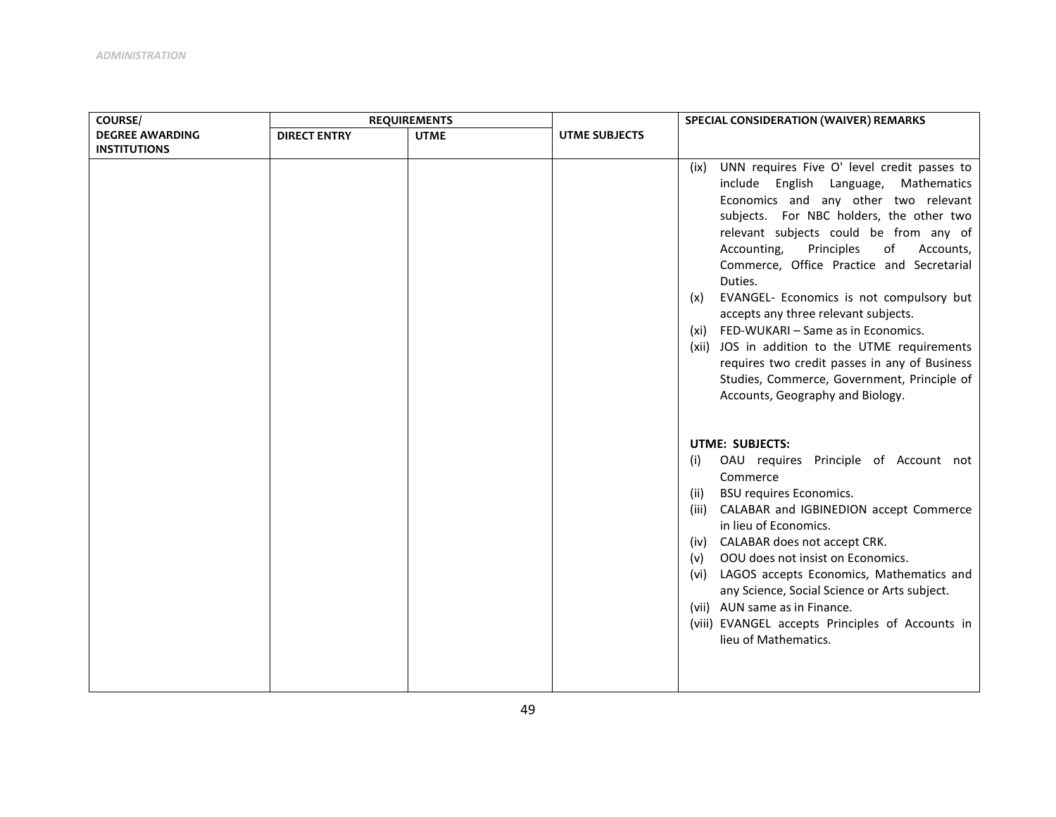| COURSE/ DEGREE AWARDING INSTITUTIONS | REQUIREMENTS | | UTME SUBJECTS | SPECIAL CONSIDERATION (WAIVER) REMARKS |
|---|---|---|---|---|
| | DIRECT ENTRY | UTME | | |
| | | | | (ix) UNN requires Five O' level credit passes to include English Language, Mathematics Economics and any other two relevant subjects. For NBC holders, the other two relevant subjects could be from any of Accounting, Principles of Accounts, Commerce, Office Practice and Secretarial Duties.<br>(x) EVANGEL- Economics is not compulsory but accepts any three relevant subjects.<br>(xi) FED-WUKARI – Same as in Economics.<br>(xii) JOS in addition to the UTME requirements requires two credit passes in any of Business Studies, Commerce, Government, Principle of Accounts, Geography and Biology.<br><br>**UTME: SUBJECTS:**<br>(i) OAU requires Principle of Account not Commerce<br>(ii) BSU requires Economics.<br>(iii) CALABAR and IGBINEDION accept Commerce in lieu of Economics.<br>(iv) CALABAR does not accept CRK.<br>(v) OOU does not insist on Economics.<br>(vi) LAGOS accepts Economics, Mathematics and any Science, Social Science or Arts subject.<br>(vii) AUN same as in Finance.<br>(viii) EVANGEL accepts Principles of Accounts in lieu of Mathematics. |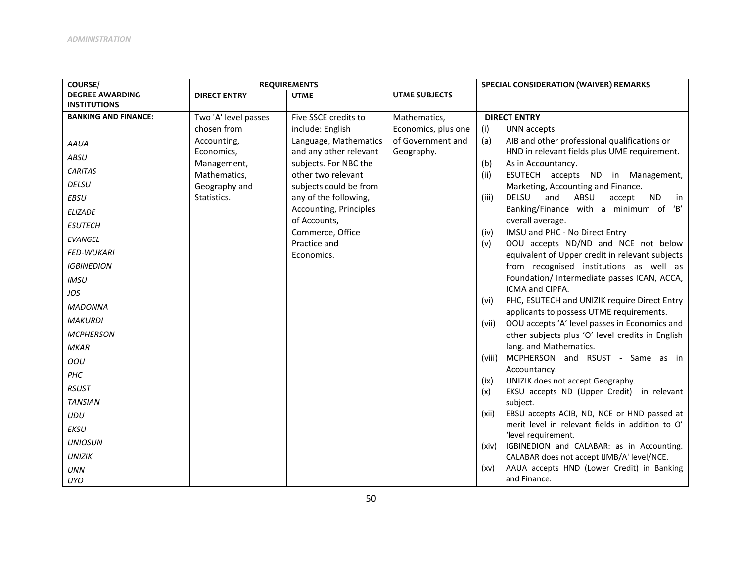| COURSE/ DEGREE AWARDING INSTITUTIONS | REQUIREMENTS | | UTME SUBJECTS | SPECIAL CONSIDERATION (WAIVER) REMARKS |
|---|---|---|---|---|
| | DIRECT ENTRY | UTME | | |
| **BANKING AND FINANCE:**<br><br>*AAUA*<br>*ABSU*<br>*CARITAS*<br>*DELSU*<br>*EBSU*<br>*ELIZADE*<br>*ESUTECH*<br>*EVANGEL*<br>*FED-WUKARI*<br>*IGBINEDION*<br>*IMSU*<br>*JOS*<br>*MADONNA*<br>*MAKURDI*<br>*MCPHERSON*<br>*MKAR*<br>*OOU*<br>*PHC*<br>*RSUST*<br>*TANSIAN*<br>*UDU*<br>*EKSU*<br>*UNIOSUN*<br>*UNIZIK*<br>*UNN*<br>*UYO* | Two 'A' level passes chosen from Accounting, Economics, Management, Mathematics, Geography and Statistics. | Five SSCE credits to include: English Language, Mathematics and any other relevant subjects. For NBC the other two relevant subjects could be from any of the following, Accounting, Principles of Accounts, Commerce, Office Practice and Economics. | Mathematics, Economics, plus one of Government and Geography. | **DIRECT ENTRY**<br>(i) UNN accepts<br>(a) AIB and other professional qualifications or HND in relevant fields plus UME requirement.<br>(b) As in Accountancy.<br>(ii) ESUTECH accepts ND in Management, Marketing, Accounting and Finance.<br>(iii) DELSU and ABSU accept ND in Banking/Finance with a minimum of 'B' overall average.<br>(iv) IMSU and PHC - No Direct Entry<br>(v) OOU accepts ND/ND and NCE not below equivalent of Upper credit in relevant subjects from recognised institutions as well as Foundation/ Intermediate passes ICAN, ACCA, ICMA and CIPFA.<br>(vi) PHC, ESUTECH and UNIZIK require Direct Entry applicants to possess UTME requirements.<br>(vii) OOU accepts 'A' level passes in Economics and other subjects plus 'O' level credits in English lang. and Mathematics.<br>(viii) MCPHERSON and RSUST - Same as in Accountancy.<br>(ix) UNIZIK does not accept Geography.<br>(x) EKSU accepts ND (Upper Credit) in relevant subject.<br>(xii) EBSU accepts ACIB, ND, NCE or HND passed at merit level in relevant fields in addition to O' 'level requirement.<br>(xiv) IGBINEDION and CALABAR: as in Accounting. CALABAR does not accept IJMB/A' level/NCE.<br>(xv) AAUA accepts HND (Lower Credit) in Banking and Finance. |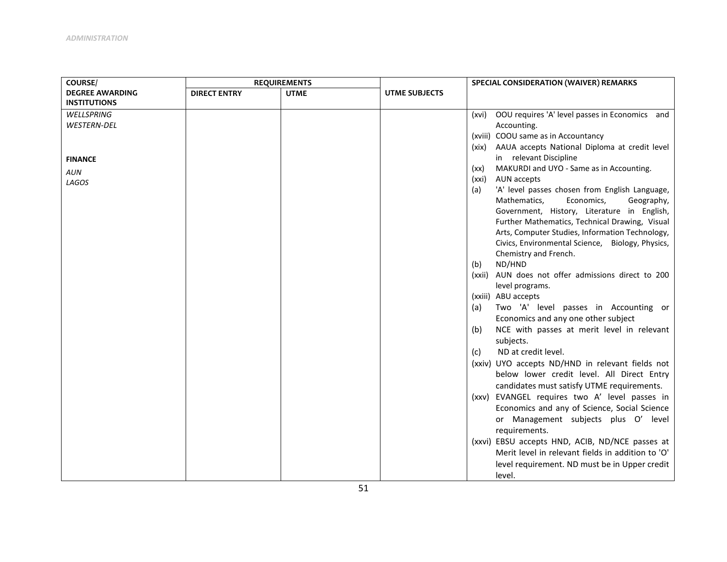| COURSE/ DEGREE AWARDING INSTITUTIONS | REQUIREMENTS | | UTME SUBJECTS | SPECIAL CONSIDERATION (WAIVER) REMARKS |
|---|---|---|---|---|
| | DIRECT ENTRY | UTME | | |
| *WELLSPRING*<br>*WESTERN-DEL*<br><br>**FINANCE**<br>*AUN*<br>*LAGOS* | | | | (xvi) OOU requires 'A' level passes in Economics and Accounting.<br>(xviii) COOU same as in Accountancy<br>(xix) AAUA accepts National Diploma at credit level in relevant Discipline<br>(xx) MAKURDI and UYO - Same as in Accounting.<br>(xxi) AUN accepts<br>(a) 'A' level passes chosen from English Language, Mathematics, Economics, Geography, Government, History, Literature in English, Further Mathematics, Technical Drawing, Visual Arts, Computer Studies, Information Technology, Civics, Environmental Science, Biology, Physics, Chemistry and French.<br>(b) ND/HND<br>(xxii) AUN does not offer admissions direct to 200 level programs.<br>(xxiii) ABU accepts<br>(a) Two 'A' level passes in Accounting or Economics and any one other subject<br>(b) NCE with passes at merit level in relevant subjects.<br>(c) ND at credit level.<br>(xxiv) UYO accepts ND/HND in relevant fields not below lower credit level. All Direct Entry candidates must satisfy UTME requirements.<br>(xxv) EVANGEL requires two A' level passes in Economics and any of Science, Social Science or Management subjects plus O' level requirements.<br>(xxvi) EBSU accepts HND, ACIB, ND/NCE passes at Merit level in relevant fields in addition to 'O' level requirement. ND must be in Upper credit level. |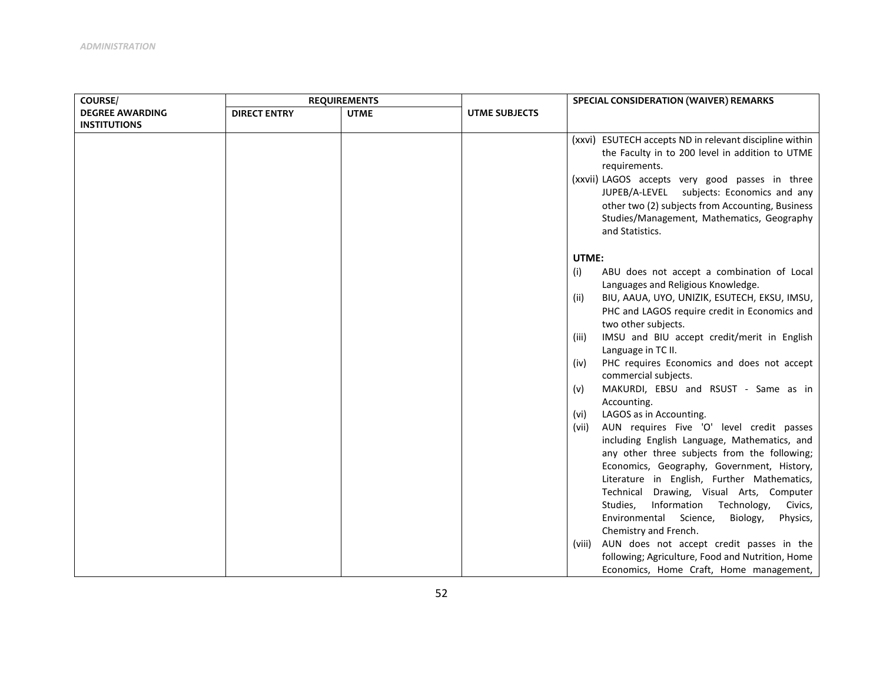| COURSE/ DEGREE AWARDING INSTITUTIONS | REQUIREMENTS | | UTME SUBJECTS | SPECIAL CONSIDERATION (WAIVER) REMARKS |
|---|---|---|---|---|
| | DIRECT ENTRY | UTME | | |
| | | | | (xxvi) ESUTECH accepts ND in relevant discipline within the Faculty in to 200 level in addition to UTME requirements.<br>(xxvii) LAGOS accepts very good passes in three JUPEB/A-LEVEL subjects: Economics and any other two (2) subjects from Accounting, Business Studies/Management, Mathematics, Geography and Statistics.<br><br>**UTME:**<br>(i) ABU does not accept a combination of Local Languages and Religious Knowledge.<br>(ii) BIU, AAUA, UYO, UNIZIK, ESUTECH, EKSU, IMSU, PHC and LAGOS require credit in Economics and two other subjects.<br>(iii) IMSU and BIU accept credit/merit in English Language in TC II.<br>(iv) PHC requires Economics and does not accept commercial subjects.<br>(v) MAKURDI, EBSU and RSUST - Same as in Accounting.<br>(vi) LAGOS as in Accounting.<br>(vii) AUN requires Five 'O' level credit passes including English Language, Mathematics, and any other three subjects from the following; Economics, Geography, Government, History, Literature in English, Further Mathematics, Technical Drawing, Visual Arts, Computer Studies, Information Technology, Civics, Environmental Science, Biology, Physics, Chemistry and French.<br>(viii) AUN does not accept credit passes in the following; Agriculture, Food and Nutrition, Home Economics, Home Craft, Home management, |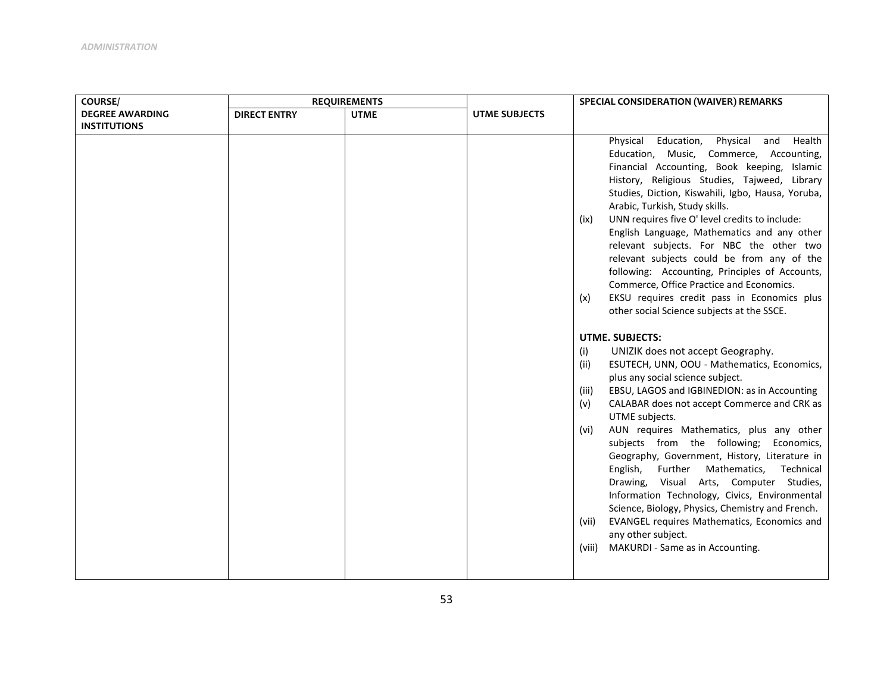| COURSE/ DEGREE AWARDING INSTITUTIONS | REQUIREMENTS | | UTME SUBJECTS | SPECIAL CONSIDERATION (WAIVER) REMARKS |
|---|---|---|---|---|
| | DIRECT ENTRY | UTME | | |
| | | | | Physical Education, Physical and Health Education, Music, Commerce, Accounting, Financial Accounting, Book keeping, Islamic History, Religious Studies, Tajweed, Library Studies, Diction, Kiswahili, Igbo, Hausa, Yoruba, Arabic, Turkish, Study skills.<br>(ix) UNN requires five O' level credits to include: English Language, Mathematics and any other relevant subjects. For NBC the other two relevant subjects could be from any of the following: Accounting, Principles of Accounts, Commerce, Office Practice and Economics.<br>(x) EKSU requires credit pass in Economics plus other social Science subjects at the SSCE.<br><br>**UTME. SUBJECTS:**<br>(i) UNIZIK does not accept Geography.<br>(ii) ESUTECH, UNN, OOU - Mathematics, Economics, plus any social science subject.<br>(iii) EBSU, LAGOS and IGBINEDION: as in Accounting<br>(v) CALABAR does not accept Commerce and CRK as UTME subjects.<br>(vi) AUN requires Mathematics, plus any other subjects from the following; Economics, Geography, Government, History, Literature in English, Further Mathematics, Technical Drawing, Visual Arts, Computer Studies, Information Technology, Civics, Environmental Science, Biology, Physics, Chemistry and French.<br>(vii) EVANGEL requires Mathematics, Economics and any other subject.<br>(viii) MAKURDI - Same as in Accounting. |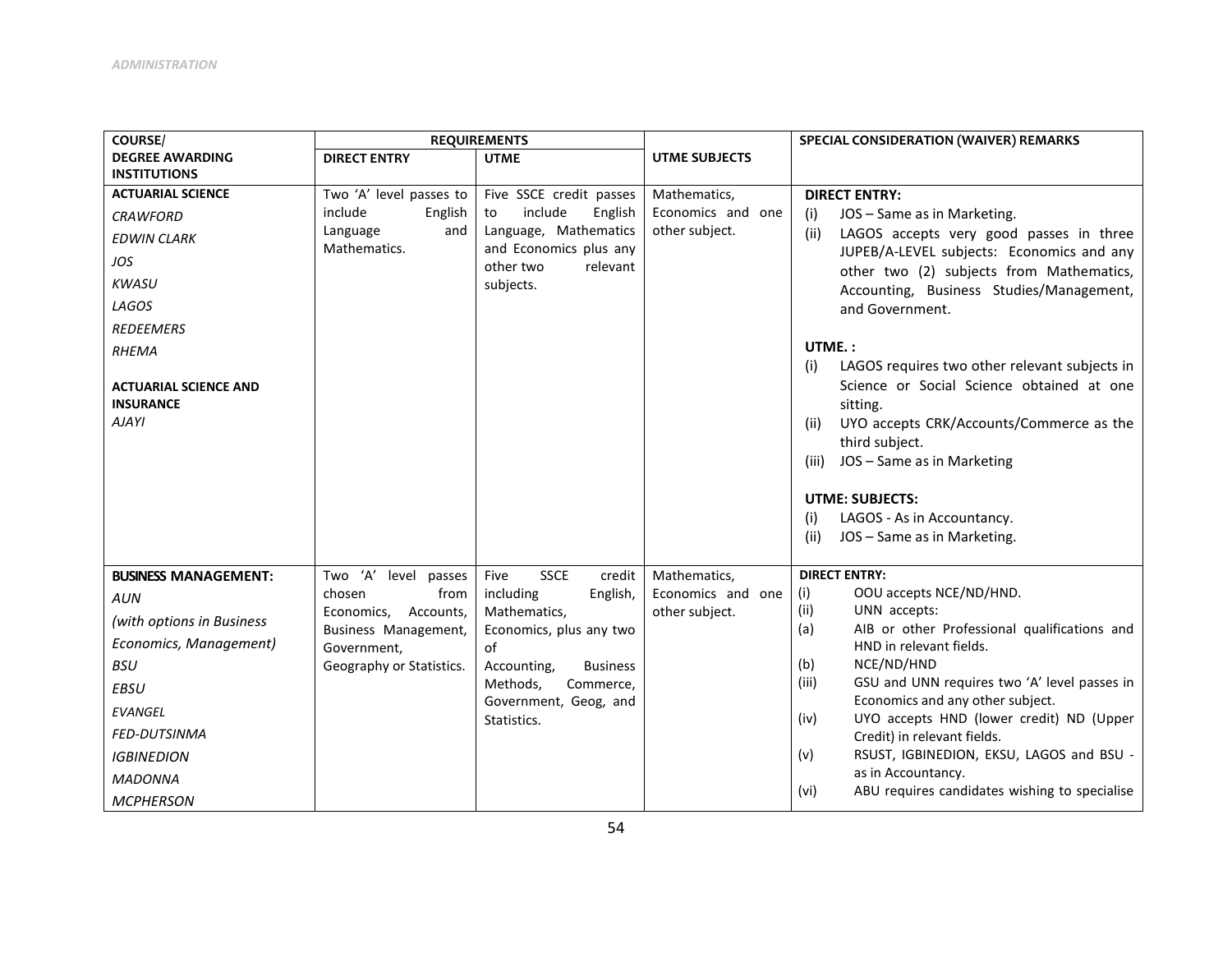| COURSE/ DEGREE AWARDING INSTITUTIONS | REQUIREMENTS | | UTME SUBJECTS | SPECIAL CONSIDERATION (WAIVER) REMARKS |
|---|---|---|---|---|
| | DIRECT ENTRY | UTME | | |
| **ACTUARIAL SCIENCE**<br>*CRAWFORD*<br>*EDWIN CLARK*<br>*JOS*<br>*KWASU*<br>*LAGOS*<br>*REDEEMERS*<br>*RHEMA*<br><br>**ACTUARIAL SCIENCE AND INSURANCE**<br>*AJAYI* | Two 'A' level passes to include English Language and Mathematics. | Five SSCE credit passes to include English Language, Mathematics and Economics plus any other two relevant subjects. | Mathematics, Economics and one other subject. | **DIRECT ENTRY:**<br>(i) JOS – Same as in Marketing.<br>(ii) LAGOS accepts very good passes in three JUPEB/A-LEVEL subjects: Economics and any other two (2) subjects from Mathematics, Accounting, Business Studies/Management, and Government.<br><br>**UTME. :**<br>(i) LAGOS requires two other relevant subjects in Science or Social Science obtained at one sitting.<br>(ii) UYO accepts CRK/Accounts/Commerce as the third subject.<br>(iii) JOS – Same as in Marketing<br><br>**UTME: SUBJECTS:**<br>(i) LAGOS - As in Accountancy.<br>(ii) JOS – Same as in Marketing. |
| **BUSINESS MANAGEMENT:**<br>*AUN*<br>*(with options in Business Economics, Management)*<br>*BSU*<br>*EBSU*<br>*EVANGEL*<br>*FED-DUTSINMA*<br>*IGBINEDION*<br>*MADONNA*<br>*MCPHERSON* | Two 'A' level passes chosen from Economics, Accounts, Business Management, Government, Geography or Statistics. | Five SSCE credit including English, Mathematics, Economics, plus any two of Accounting, Business Methods, Commerce, Government, Geog, and Statistics. | Mathematics, Economics and one other subject. | **DIRECT ENTRY:**<br>(i) OOU accepts NCE/ND/HND.<br>(ii) UNN accepts:<br>(a) AIB or other Professional qualifications and HND in relevant fields.<br>(b) NCE/ND/HND<br>(iii) GSU and UNN requires two 'A' level passes in Economics and any other subject.<br>(iv) UYO accepts HND (lower credit) ND (Upper Credit) in relevant fields.<br>(v) RSUST, IGBINEDION, EKSU, LAGOS and BSU - as in Accountancy.<br>(vi) ABU requires candidates wishing to specialise |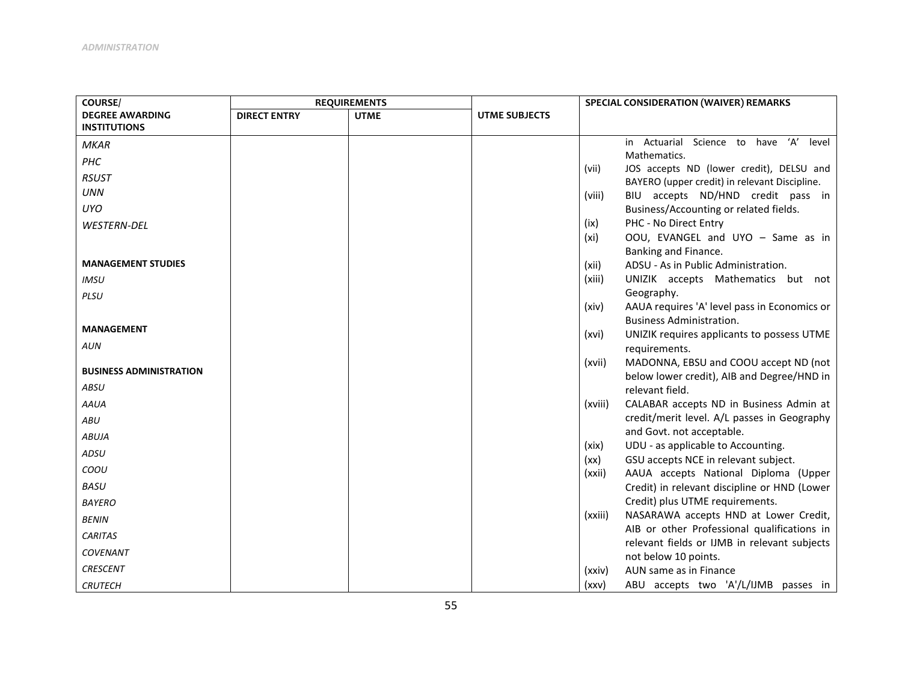| COURSE/ DEGREE AWARDING INSTITUTIONS | REQUIREMENTS | | UTME SUBJECTS | SPECIAL CONSIDERATION (WAIVER) REMARKS |
|---|---|---|---|---|
| | DIRECT ENTRY | UTME | | |
| *MKAR*<br>*PHC*<br>*RSUST*<br>*UNN*<br>*UYO*<br>*WESTERN-DEL*<br><br>**MANAGEMENT STUDIES**<br>*IMSU*<br>*PLSU*<br><br>**MANAGEMENT**<br>*AUN*<br><br>**BUSINESS ADMINISTRATION**<br>*ABSU*<br>*AAUA*<br>*ABU*<br>*ABUJA*<br>*ADSU*<br>*COOU*<br>*BASU*<br>*BAYERO*<br>*BENIN*<br>*CARITAS*<br>*COVENANT*<br>*CRESCENT*<br>*CRUTECH* | | | | in Actuarial Science to have 'A' level Mathematics.<br>(vii) JOS accepts ND (lower credit), DELSU and BAYERO (upper credit) in relevant Discipline.<br>(viii) BIU accepts ND/HND credit pass in Business/Accounting or related fields.<br>(ix) PHC - No Direct Entry<br>(xi) OOU, EVANGEL and UYO – Same as in Banking and Finance.<br>(xii) ADSU - As in Public Administration.<br>(xiii) UNIZIK accepts Mathematics but not Geography.<br>(xiv) AAUA requires 'A' level pass in Economics or Business Administration.<br>(xvi) UNIZIK requires applicants to possess UTME requirements.<br>(xvii) MADONNA, EBSU and COOU accept ND (not below lower credit), AIB and Degree/HND in relevant field.<br>(xviii) CALABAR accepts ND in Business Admin at credit/merit level. A/L passes in Geography and Govt. not acceptable.<br>(xix) UDU - as applicable to Accounting.<br>(xx) GSU accepts NCE in relevant subject.<br>(xxii) AAUA accepts National Diploma (Upper Credit) in relevant discipline or HND (Lower Credit) plus UTME requirements.<br>(xxiii) NASARAWA accepts HND at Lower Credit, AIB or other Professional qualifications in relevant fields or IJMB in relevant subjects not below 10 points.<br>(xxiv) AUN same as in Finance<br>(xxv) ABU accepts two 'A'/L/IJMB passes in |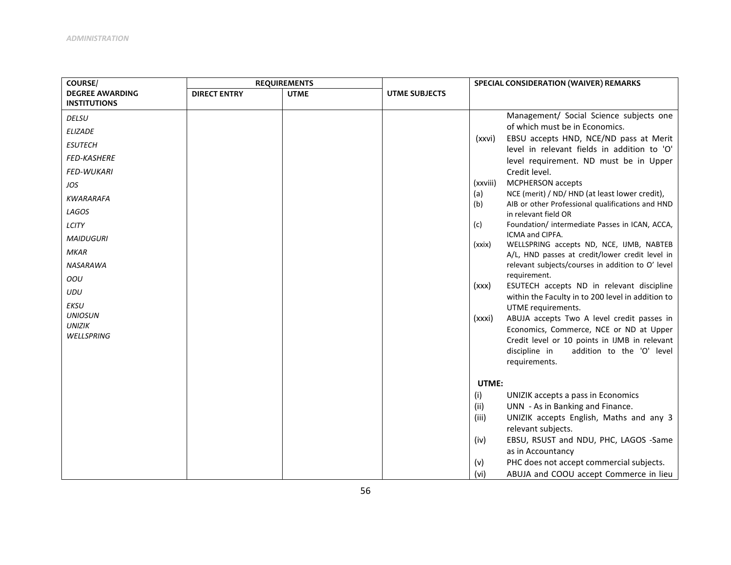| COURSE/ DEGREE AWARDING INSTITUTIONS | REQUIREMENTS | | UTME SUBJECTS | SPECIAL CONSIDERATION (WAIVER) REMARKS |
|---|---|---|---|---|
| | DIRECT ENTRY | UTME | | |
| *DELSU*<br>*ELIZADE*<br>*ESUTECH*<br>*FED-KASHERE*<br>*FED-WUKARI*<br>*JOS*<br>*KWARARAFA*<br>*LAGOS*<br>*LCITY*<br>*MAIDUGURI*<br>*MKAR*<br>*NASARAWA*<br>*OOU*<br>*UDU*<br>*EKSU*<br>*UNIOSUN*<br>*UNIZIK*<br>*WELLSPRING* | | | | Management/ Social Science subjects one of which must be in Economics.<br>(xxvi) EBSU accepts HND, NCE/ND pass at Merit level in relevant fields in addition to 'O' level requirement. ND must be in Upper Credit level.<br>(xxviii) MCPHERSON accepts<br>(a) NCE (merit) / ND/ HND (at least lower credit),<br>(b) AIB or other Professional qualifications and HND in relevant field OR<br>(c) Foundation/ intermediate Passes in ICAN, ACCA, ICMA and CIPFA.<br>(xxix) WELLSPRING accepts ND, NCE, IJMB, NABTEB A/L, HND passes at credit/lower credit level in relevant subjects/courses in addition to O' level requirement.<br>(xxx) ESUTECH accepts ND in relevant discipline within the Faculty in to 200 level in addition to UTME requirements.<br>(xxxi) ABUJA accepts Two A level credit passes in Economics, Commerce, NCE or ND at Upper Credit level or 10 points in IJMB in relevant discipline in addition to the 'O' level requirements.<br><br>**UTME:**<br>(i) UNIZIK accepts a pass in Economics<br>(ii) UNN - As in Banking and Finance.<br>(iii) UNIZIK accepts English, Maths and any 3 relevant subjects.<br>(iv) EBSU, RSUST and NDU, PHC, LAGOS -Same as in Accountancy<br>(v) PHC does not accept commercial subjects.<br>(vi) ABUJA and COOU accept Commerce in lieu |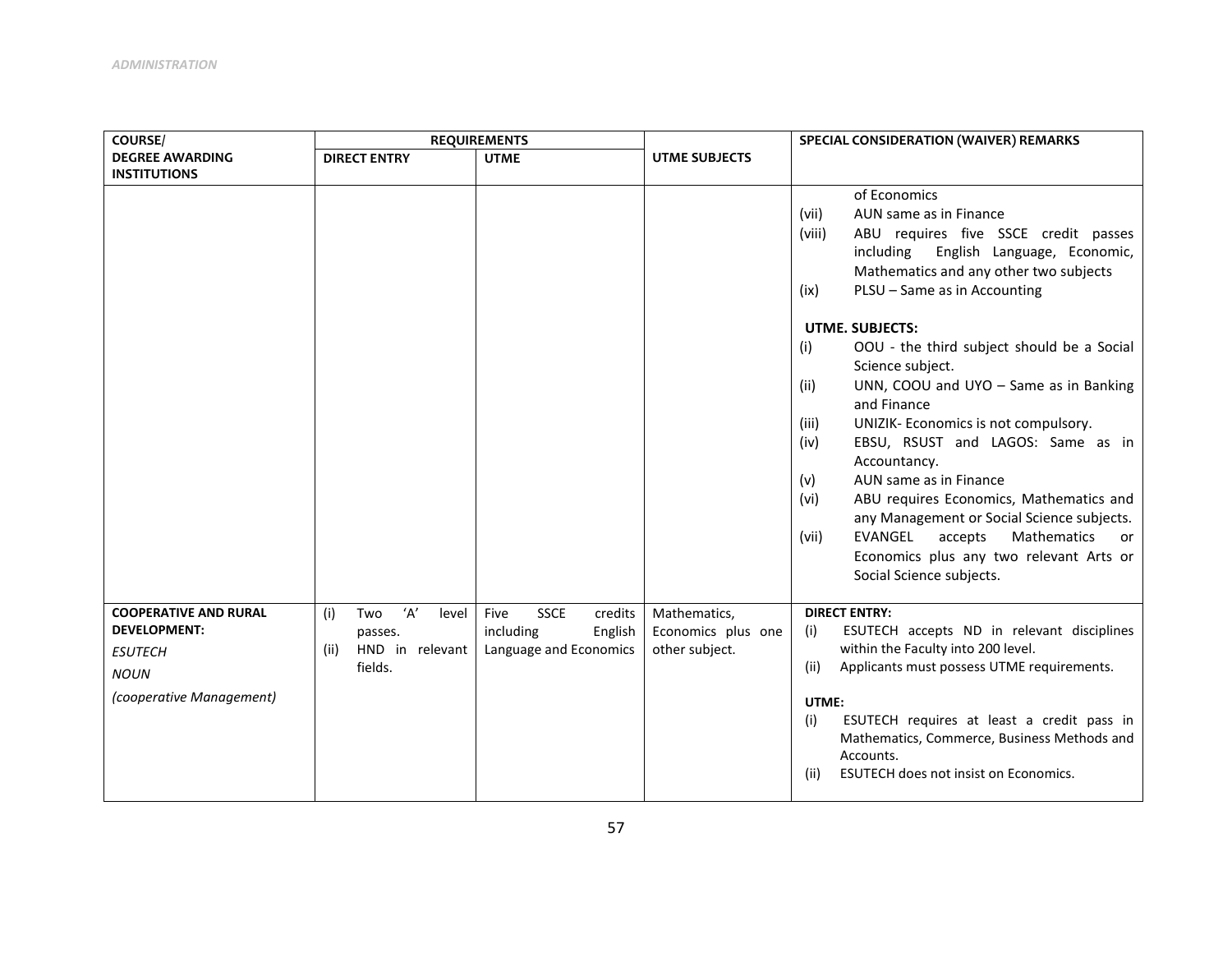| COURSE/ DEGREE AWARDING INSTITUTIONS | REQUIREMENTS | | UTME SUBJECTS | SPECIAL CONSIDERATION (WAIVER) REMARKS |
|---|---|---|---|---|
| | DIRECT ENTRY | UTME | | |
| | | | | of Economics<br>(vii) AUN same as in Finance<br>(viii) ABU requires five SSCE credit passes including English Language, Economic, Mathematics and any other two subjects<br>(ix) PLSU – Same as in Accounting<br><br>**UTME. SUBJECTS:**<br>(i) OOU - the third subject should be a Social Science subject.<br>(ii) UNN, COOU and UYO – Same as in Banking and Finance<br>(iii) UNIZIK- Economics is not compulsory.<br>(iv) EBSU, RSUST and LAGOS: Same as in Accountancy.<br>(v) AUN same as in Finance<br>(vi) ABU requires Economics, Mathematics and any Management or Social Science subjects.<br>(vii) EVANGEL accepts Mathematics or Economics plus any two relevant Arts or Social Science subjects. |
| **COOPERATIVE AND RURAL DEVELOPMENT:**<br>*ESUTECH*<br>*NOUN*<br>*(cooperative Management)* | (i) Two 'A' level passes.<br>(ii) HND in relevant fields. | Five SSCE credits including English Language and Economics | Mathematics, Economics plus one other subject. | **DIRECT ENTRY:**<br>(i) ESUTECH accepts ND in relevant disciplines within the Faculty into 200 level.<br>(ii) Applicants must possess UTME requirements.<br><br>**UTME:**<br>(i) ESUTECH requires at least a credit pass in Mathematics, Commerce, Business Methods and Accounts.<br>(ii) ESUTECH does not insist on Economics. |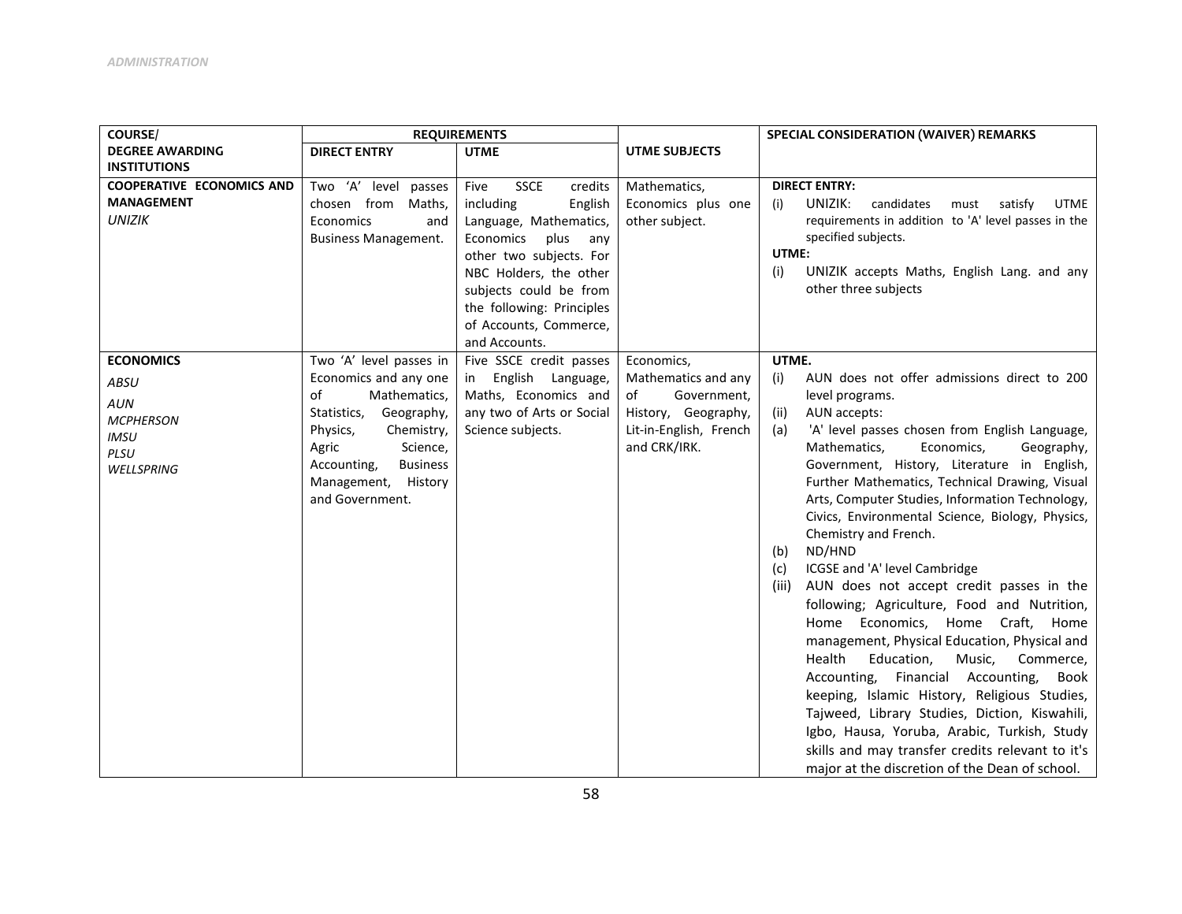| COURSE/ DEGREE AWARDING INSTITUTIONS | REQUIREMENTS | | UTME SUBJECTS | SPECIAL CONSIDERATION (WAIVER) REMARKS |
|---|---|---|---|---|
| | DIRECT ENTRY | UTME | | |
| **COOPERATIVE ECONOMICS AND MANAGEMENT** *UNIZIK* | Two 'A' level passes chosen from Maths, Economics and Business Management. | Five SSCE credits including English Language, Mathematics, Economics plus any other two subjects. For NBC Holders, the other subjects could be from the following: Principles of Accounts, Commerce, and Accounts. | Mathematics, Economics plus one other subject. | **DIRECT ENTRY:** (i) UNIZIK: candidates must satisfy UTME requirements in addition to 'A' level passes in the specified subjects. **UTME:** (i) UNIZIK accepts Maths, English Lang. and any other three subjects |
| **ECONOMICS** *ABSU* *AUN* *MCPHERSON* *IMSU* *PLSU* *WELLSPRING* | Two 'A' level passes in Economics and any one of Mathematics, Statistics, Geography, Physics, Chemistry, Agric Science, Accounting, Business Management, History and Government. | Five SSCE credit passes in English Language, Maths, Economics and any two of Arts or Social Science subjects. | Economics, Mathematics and any of Government, History, Geography, Lit-in-English, French and CRK/IRK. | **UTME.** (i) AUN does not offer admissions direct to 200 level programs. (ii) AUN accepts: (a) 'A' level passes chosen from English Language, Mathematics, Economics, Geography, Government, History, Literature in English, Further Mathematics, Technical Drawing, Visual Arts, Computer Studies, Information Technology, Civics, Environmental Science, Biology, Physics, Chemistry and French. (b) ND/HND (c) ICGSE and 'A' level Cambridge (iii) AUN does not accept credit passes in the following; Agriculture, Food and Nutrition, Home Economics, Home Craft, Home management, Physical Education, Physical and Health Education, Music, Commerce, Accounting, Financial Accounting, Book keeping, Islamic History, Religious Studies, Tajweed, Library Studies, Diction, Kiswahili, Igbo, Hausa, Yoruba, Arabic, Turkish, Study skills and may transfer credits relevant to it's major at the discretion of the Dean of school. |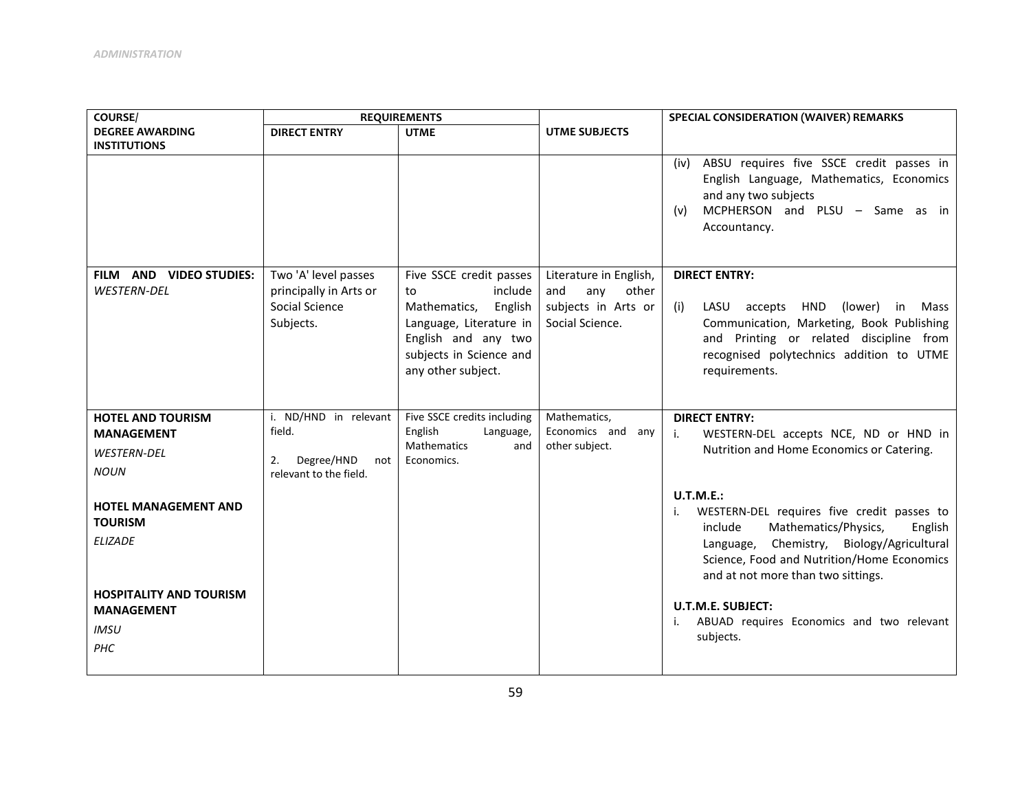| COURSE/ DEGREE AWARDING INSTITUTIONS | REQUIREMENTS | | UTME SUBJECTS | SPECIAL CONSIDERATION (WAIVER) REMARKS |
|---|---|---|---|---|
| | DIRECT ENTRY | UTME | | |
| | | | | (iv) ABSU requires five SSCE credit passes in English Language, Mathematics, Economics and any two subjects<br>(v) MCPHERSON and PLSU – Same as in Accountancy. |
| **FILM AND VIDEO STUDIES:**<br>*WESTERN-DEL* | Two 'A' level passes principally in Arts or Social Science Subjects. | Five SSCE credit passes to include Mathematics, English Language, Literature in English and any two subjects in Science and any other subject. | Literature in English, and any other subjects in Arts or Social Science. | **DIRECT ENTRY:**<br>(i) LASU accepts HND (lower) in Mass Communication, Marketing, Book Publishing and Printing or related discipline from recognised polytechnics addition to UTME requirements. |
| **HOTEL AND TOURISM MANAGEMENT**<br>*WESTERN-DEL*<br>*NOUN*<br><br>**HOTEL MANAGEMENT AND TOURISM**<br>*ELIZADE*<br><br>**HOSPITALITY AND TOURISM MANAGEMENT**<br>*IMSU*<br>*PHC* | i. ND/HND in relevant field.<br>2. Degree/HND not relevant to the field. | Five SSCE credits including English Language, Mathematics and Economics. | Mathematics, Economics and any other subject. | **DIRECT ENTRY:**<br>i. WESTERN-DEL accepts NCE, ND or HND in Nutrition and Home Economics or Catering.<br><br>**U.T.M.E.:**<br>i. WESTERN-DEL requires five credit passes to include Mathematics/Physics, English Language, Chemistry, Biology/Agricultural Science, Food and Nutrition/Home Economics and at not more than two sittings.<br><br>**U.T.M.E. SUBJECT:**<br>i. ABUAD requires Economics and two relevant subjects. |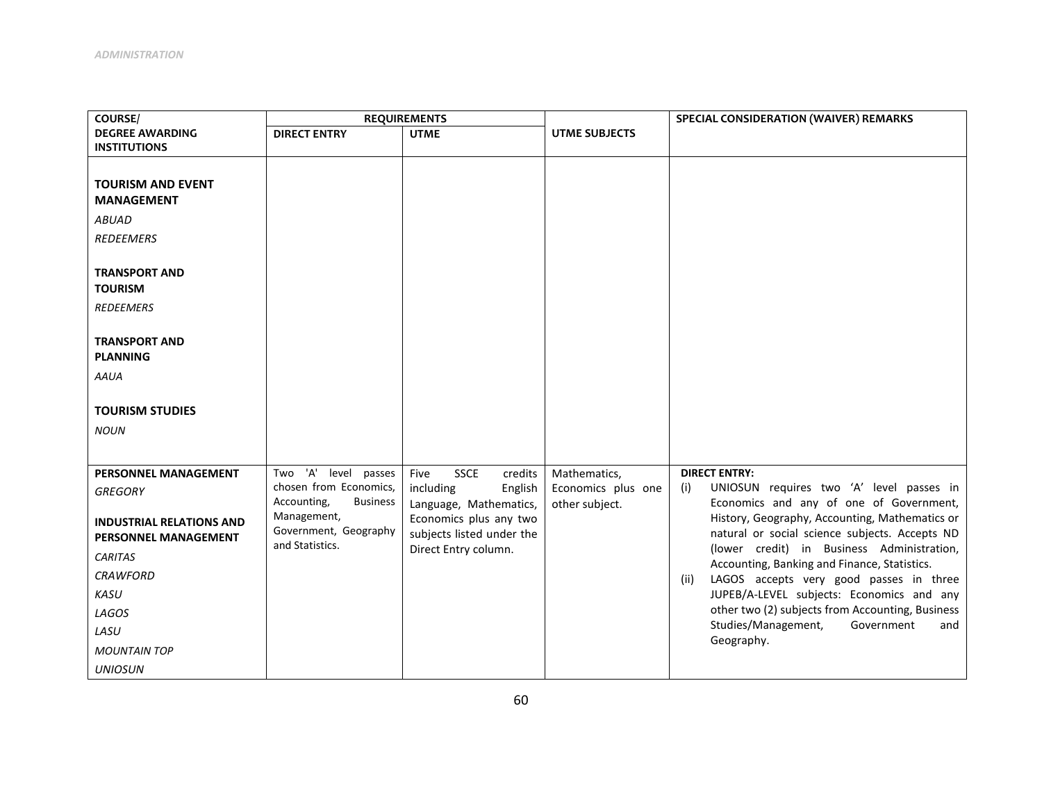| COURSE/ DEGREE AWARDING INSTITUTIONS | REQUIREMENTS | | UTME SUBJECTS | SPECIAL CONSIDERATION (WAIVER) REMARKS |
|---|---|---|---|---|
| | DIRECT ENTRY | UTME | | |
| **TOURISM AND EVENT MANAGEMENT**<br>*ABUAD*<br>*REDEEMERS*<br><br>**TRANSPORT AND TOURISM**<br>*REDEEMERS*<br><br>**TRANSPORT AND PLANNING**<br>*AAUA*<br><br>**TOURISM STUDIES**<br>*NOUN* | | | | |
| **PERSONNEL MANAGEMENT**<br>*GREGORY*<br><br>**INDUSTRIAL RELATIONS AND PERSONNEL MANAGEMENT**<br>*CARITAS*<br>*CRAWFORD*<br>*KASU*<br>*LAGOS*<br>*LASU*<br>*MOUNTAIN TOP*<br>*UNIOSUN* | Two 'A' level passes chosen from Economics, Accounting, Business Management, Government, Geography and Statistics. | Five SSCE credits including English Language, Mathematics, Economics plus any two subjects listed under the Direct Entry column. | Mathematics, Economics plus one other subject. | **DIRECT ENTRY:**<br>(i) UNIOSUN requires two 'A' level passes in Economics and any of one of Government, History, Geography, Accounting, Mathematics or natural or social science subjects. Accepts ND (lower credit) in Business Administration, Accounting, Banking and Finance, Statistics.<br>(ii) LAGOS accepts very good passes in three JUPEB/A-LEVEL subjects: Economics and any other two (2) subjects from Accounting, Business Studies/Management, Government and Geography. |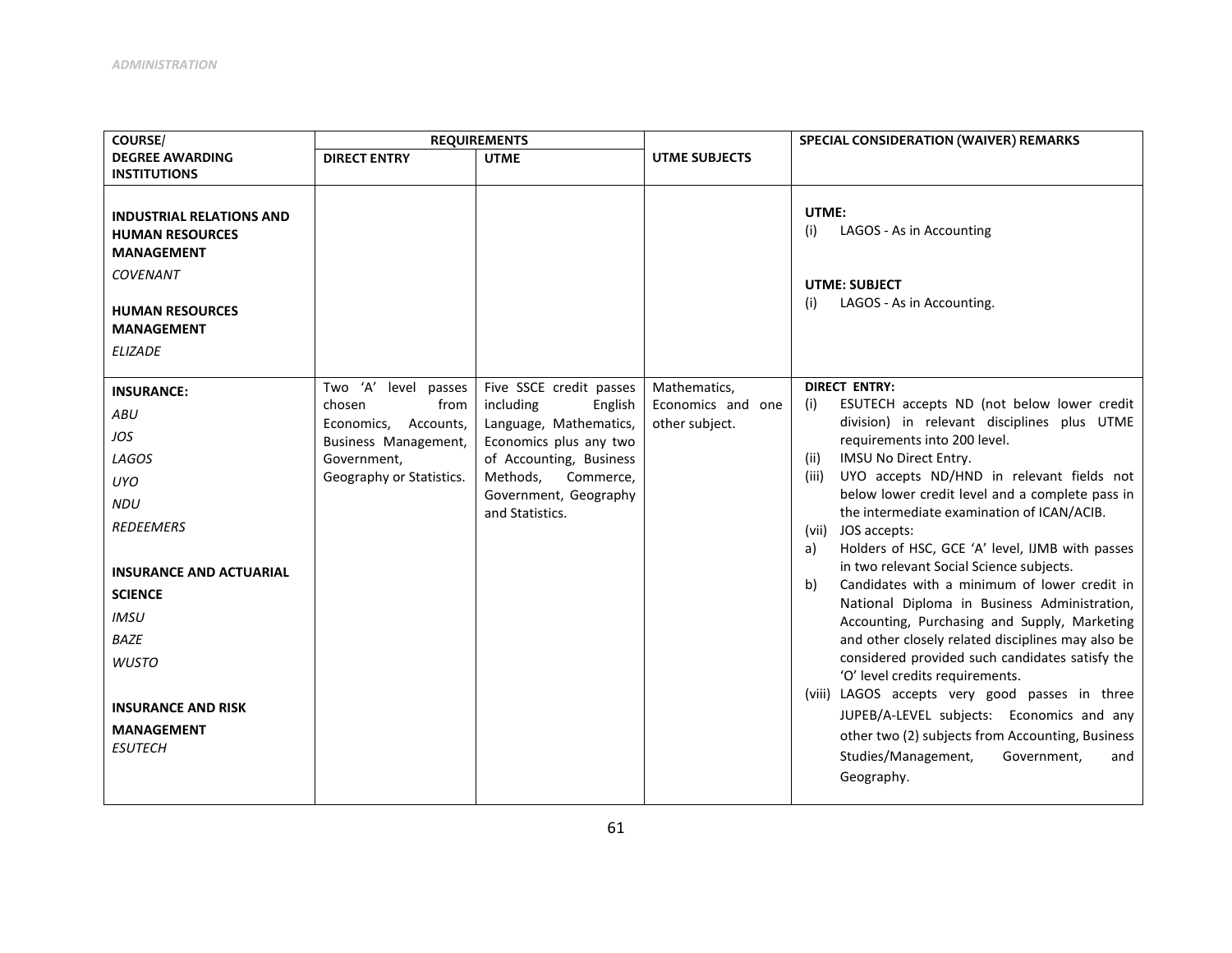| COURSE/ DEGREE AWARDING INSTITUTIONS | REQUIREMENTS | | UTME SUBJECTS | SPECIAL CONSIDERATION (WAIVER) REMARKS |
|---|---|---|---|---|
| | DIRECT ENTRY | UTME | | |
| **INDUSTRIAL RELATIONS AND HUMAN RESOURCES MANAGEMENT**<br>*COVENANT*<br><br>**HUMAN RESOURCES MANAGEMENT**<br>*ELIZADE* | | | | **UTME:**<br>(i) LAGOS - As in Accounting<br><br>**UTME: SUBJECT**<br>(i) LAGOS - As in Accounting. |
| **INSURANCE:**<br>*ABU*<br>*JOS*<br>*LAGOS*<br>*UYO*<br>*NDU*<br>*REDEEMERS*<br><br>**INSURANCE AND ACTUARIAL SCIENCE**<br>*IMSU*<br>*BAZE*<br>*WUSTO*<br><br>**INSURANCE AND RISK MANAGEMENT**<br>*ESUTECH* | Two 'A' level passes chosen from Economics, Accounts, Business Management, Government, Geography or Statistics. | Five SSCE credit passes including English Language, Mathematics, Economics plus any two of Accounting, Business Methods, Commerce, Government, Geography and Statistics. | Mathematics, Economics and one other subject. | **DIRECT ENTRY:**<br>(i) ESUTECH accepts ND (not below lower credit division) in relevant disciplines plus UTME requirements into 200 level.<br>(ii) IMSU No Direct Entry.<br>(iii) UYO accepts ND/HND in relevant fields not below lower credit level and a complete pass in the intermediate examination of ICAN/ACIB.<br>(vii) JOS accepts:<br>a) Holders of HSC, GCE 'A' level, IJMB with passes in two relevant Social Science subjects.<br>b) Candidates with a minimum of lower credit in National Diploma in Business Administration, Accounting, Purchasing and Supply, Marketing and other closely related disciplines may also be considered provided such candidates satisfy the 'O' level credits requirements.<br>(viii) LAGOS accepts very good passes in three JUPEB/A-LEVEL subjects: Economics and any other two (2) subjects from Accounting, Business Studies/Management, Government, and Geography. |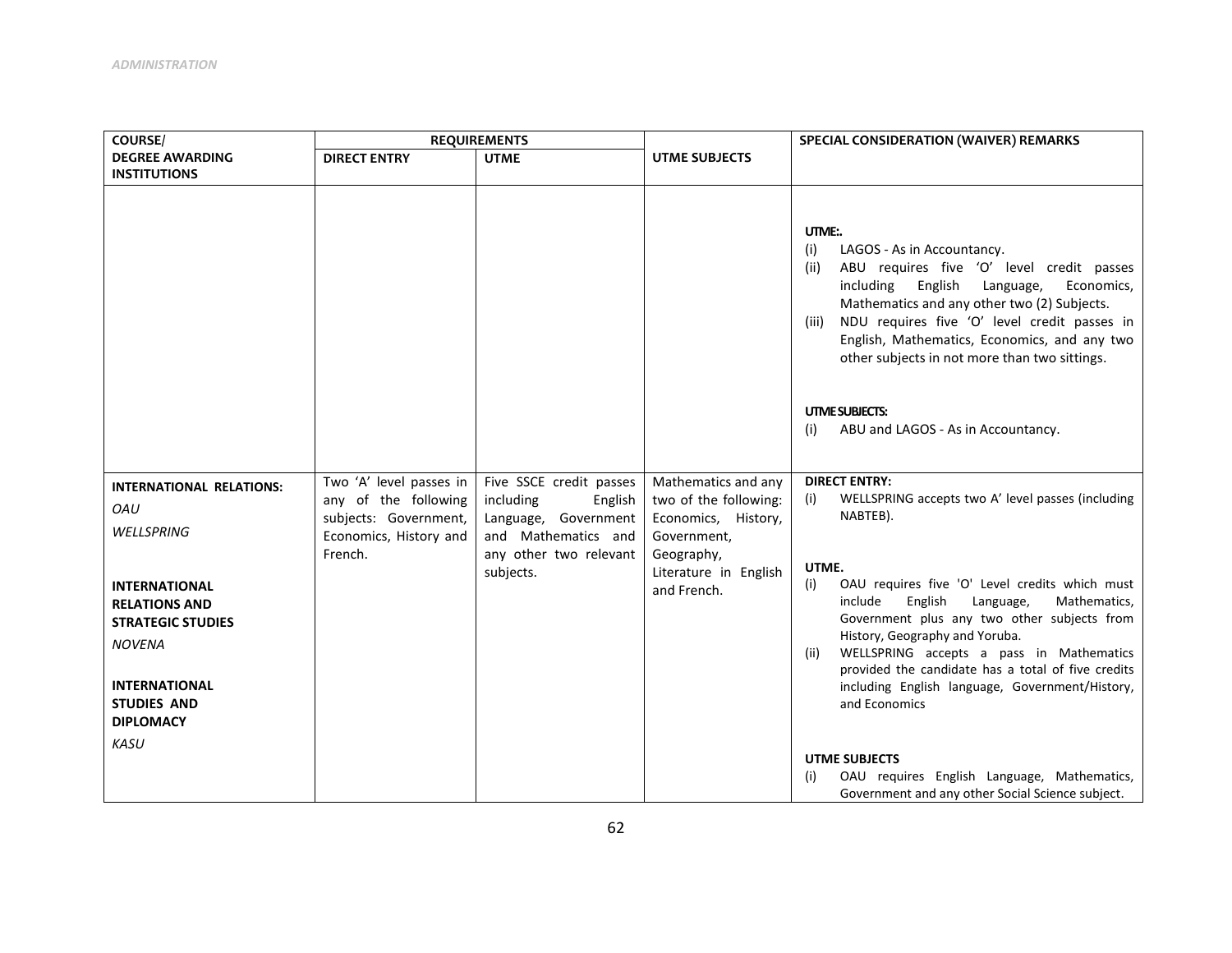| COURSE/ DEGREE AWARDING INSTITUTIONS | REQUIREMENTS | | UTME SUBJECTS | SPECIAL CONSIDERATION (WAIVER) REMARKS |
|---|---|---|---|---|
| | DIRECT ENTRY | UTME | | |
| | | | | **UTME:.**<br>(i) LAGOS - As in Accountancy.<br>(ii) ABU requires five 'O' level credit passes including English Language, Economics, Mathematics and any other two (2) Subjects.<br>(iii) NDU requires five 'O' level credit passes in English, Mathematics, Economics, and any two other subjects in not more than two sittings.<br><br>**UTME SUBJECTS:**<br>(i) ABU and LAGOS - As in Accountancy. |
| **INTERNATIONAL RELATIONS:**<br>*OAU*<br>*WELLSPRING*<br><br>**INTERNATIONAL RELATIONS AND STRATEGIC STUDIES**<br>*NOVENA*<br><br>**INTERNATIONAL STUDIES AND DIPLOMACY**<br>*KASU* | Two 'A' level passes in any of the following subjects: Government, Economics, History and French. | Five SSCE credit passes including English Language, Government and Mathematics and any other two relevant subjects. | Mathematics and any two of the following: Economics, History, Government, Geography, Literature in English and French. | **DIRECT ENTRY:**<br>(i) WELLSPRING accepts two A' level passes (including NABTEB).<br><br>**UTME.**<br>(i) OAU requires five 'O' Level credits which must include English Language, Mathematics, Government plus any two other subjects from History, Geography and Yoruba.<br>(ii) WELLSPRING accepts a pass in Mathematics provided the candidate has a total of five credits including English language, Government/History, and Economics<br><br>**UTME SUBJECTS**<br>(i) OAU requires English Language, Mathematics, Government and any other Social Science subject. |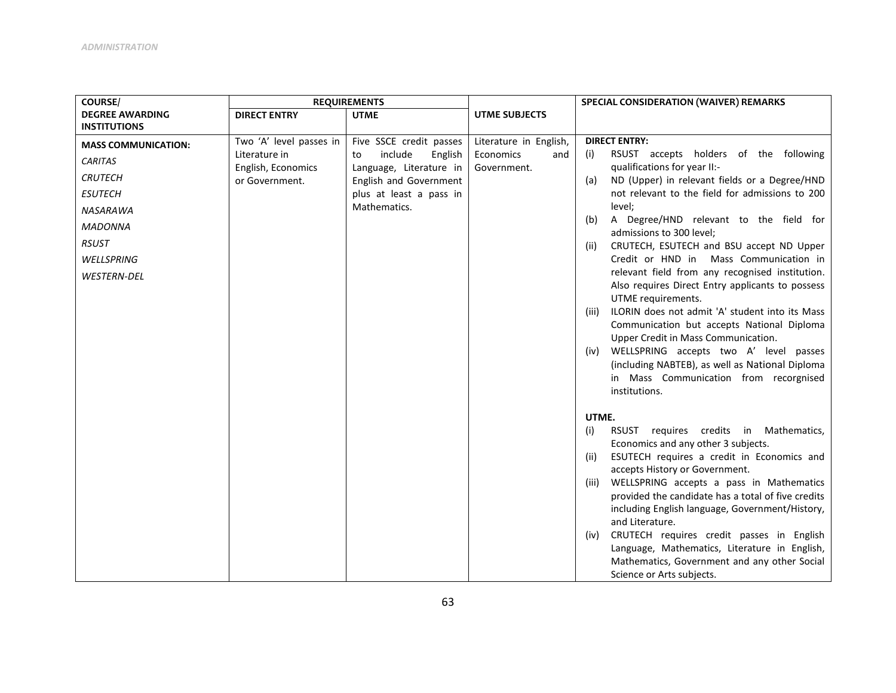| COURSE/ DEGREE AWARDING INSTITUTIONS | REQUIREMENTS | | UTME SUBJECTS | SPECIAL CONSIDERATION (WAIVER) REMARKS |
|---|---|---|---|---|
| | DIRECT ENTRY | UTME | | |
| **MASS COMMUNICATION:**<br>*CARITAS*<br>*CRUTECH*<br>*ESUTECH*<br>*NASARAWA*<br>*MADONNA*<br>*RSUST*<br>*WELLSPRING*<br>*WESTERN-DEL* | Two 'A' level passes in Literature in English, Economics or Government. | Five SSCE credit passes to include English Language, Literature in English and Government plus at least a pass in Mathematics. | Literature in English, Economics and Government. | **DIRECT ENTRY:**<br>(i) RSUST accepts holders of the following qualifications for year II:-<br>(a) ND (Upper) in relevant fields or a Degree/HND not relevant to the field for admissions to 200 level;<br>(b) A Degree/HND relevant to the field for admissions to 300 level;<br>(ii) CRUTECH, ESUTECH and BSU accept ND Upper Credit or HND in Mass Communication in relevant field from any recognised institution. Also requires Direct Entry applicants to possess UTME requirements.<br>(iii) ILORIN does not admit 'A' student into its Mass Communication but accepts National Diploma Upper Credit in Mass Communication.<br>(iv) WELLSPRING accepts two A' level passes (including NABTEB), as well as National Diploma in Mass Communication from recorgnised institutions.<br><br>**UTME.**<br>(i) RSUST requires credits in Mathematics, Economics and any other 3 subjects.<br>(ii) ESUTECH requires a credit in Economics and accepts History or Government.<br>(iii) WELLSPRING accepts a pass in Mathematics provided the candidate has a total of five credits including English language, Government/History, and Literature.<br>(iv) CRUTECH requires credit passes in English Language, Mathematics, Literature in English, Mathematics, Government and any other Social Science or Arts subjects. |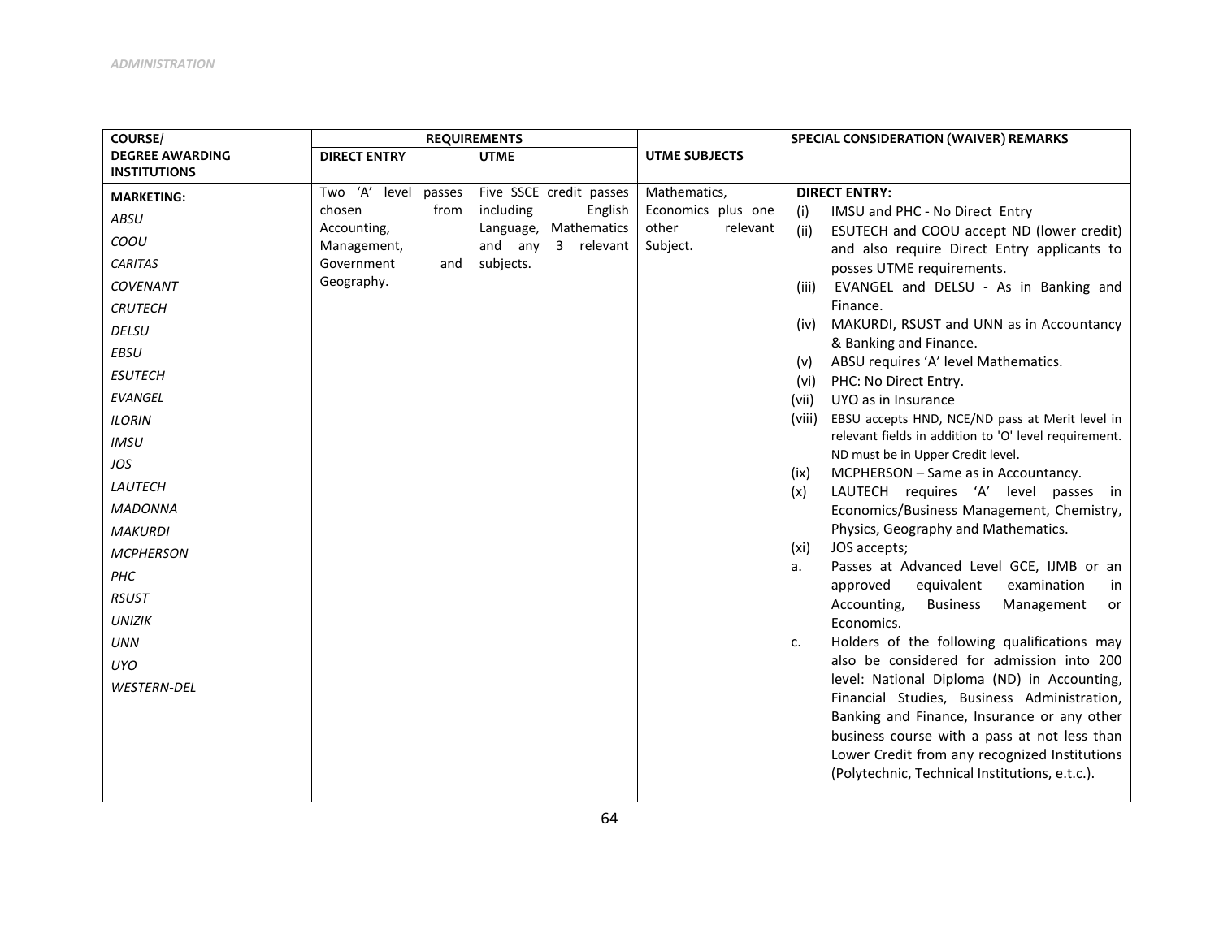| COURSE/ DEGREE AWARDING INSTITUTIONS | REQUIREMENTS | | UTME SUBJECTS | SPECIAL CONSIDERATION (WAIVER) REMARKS |
|---|---|---|---|---|
| | DIRECT ENTRY | UTME | | |
| **MARKETING:**<br>*ABSU*<br>*COOU*<br>*CARITAS*<br>*COVENANT*<br>*CRUTECH*<br>*DELSU*<br>*EBSU*<br>*ESUTECH*<br>*EVANGEL*<br>*ILORIN*<br>*IMSU*<br>*JOS*<br>*LAUTECH*<br>*MADONNA*<br>*MAKURDI*<br>*MCPHERSON*<br>*PHC*<br>*RSUST*<br>*UNIZIK*<br>*UNN*<br>*UYO*<br>*WESTERN-DEL* | Two 'A' level passes chosen from Accounting, Management, Government and Geography. | Five SSCE credit passes including English Language, Mathematics and any 3 relevant subjects. | Mathematics, Economics plus one other relevant Subject. | **DIRECT ENTRY:**<br>(i) IMSU and PHC - No Direct Entry<br>(ii) ESUTECH and COOU accept ND (lower credit) and also require Direct Entry applicants to posses UTME requirements.<br>(iii) EVANGEL and DELSU - As in Banking and Finance.<br>(iv) MAKURDI, RSUST and UNN as in Accountancy & Banking and Finance.<br>(v) ABSU requires 'A' level Mathematics.<br>(vi) PHC: No Direct Entry.<br>(vii) UYO as in Insurance<br>(viii) EBSU accepts HND, NCE/ND pass at Merit level in relevant fields in addition to 'O' level requirement. ND must be in Upper Credit level.<br>(ix) MCPHERSON – Same as in Accountancy.<br>(x) LAUTECH requires 'A' level passes in Economics/Business Management, Chemistry, Physics, Geography and Mathematics.<br>(xi) JOS accepts;<br>a. Passes at Advanced Level GCE, IJMB or an approved equivalent examination in Accounting, Business Management or Economics.<br>c. Holders of the following qualifications may also be considered for admission into 200 level: National Diploma (ND) in Accounting, Financial Studies, Business Administration, Banking and Finance, Insurance or any other business course with a pass at not less than Lower Credit from any recognized Institutions (Polytechnic, Technical Institutions, e.t.c.). |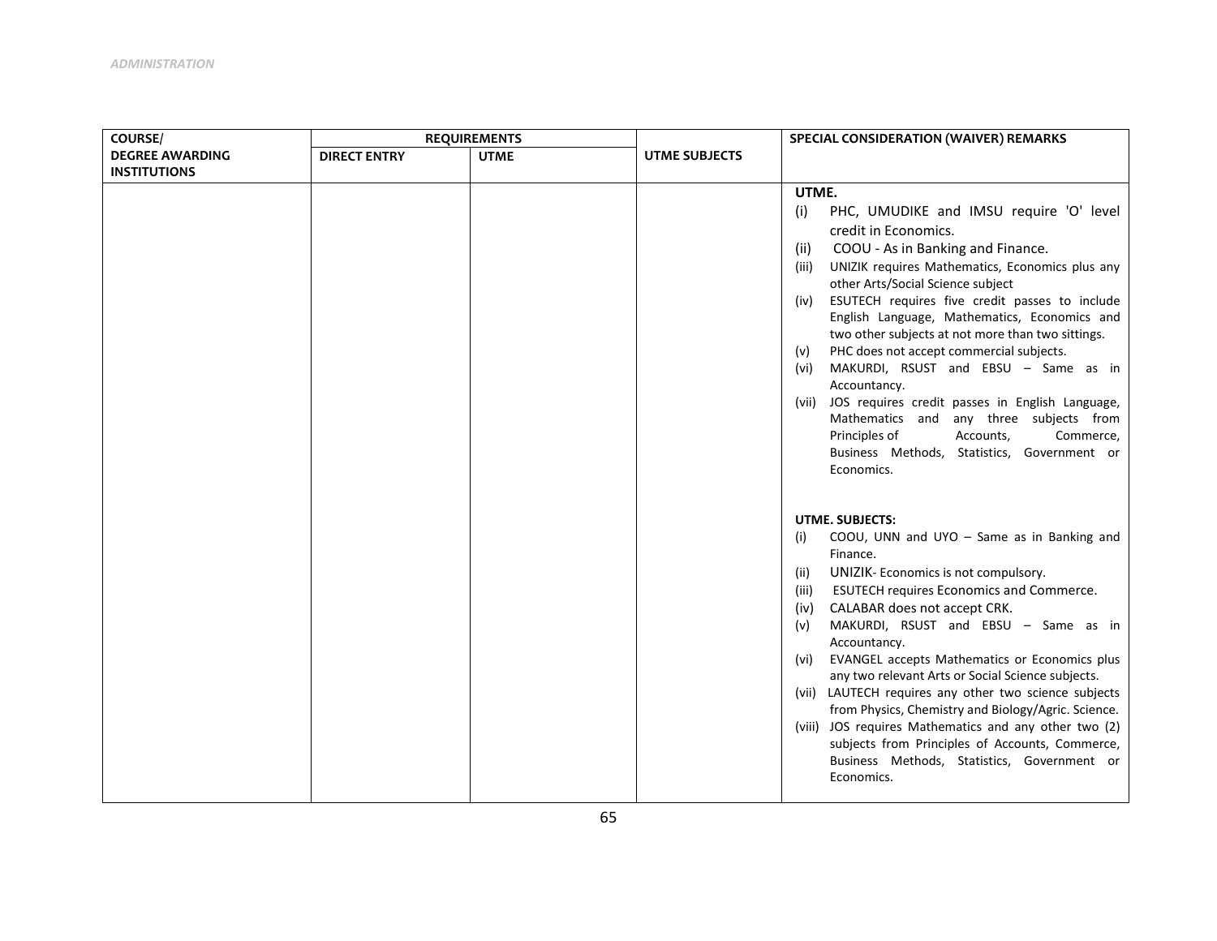| COURSE/ DEGREE AWARDING INSTITUTIONS | REQUIREMENTS | | UTME SUBJECTS | SPECIAL CONSIDERATION (WAIVER) REMARKS |
|---|---|---|---|---|
| | DIRECT ENTRY | UTME | | |
| | | | | **UTME.**<br>(i) PHC, UMUDIKE and IMSU require 'O' level credit in Economics.<br>(ii) COOU - As in Banking and Finance.<br>(iii) UNIZIK requires Mathematics, Economics plus any other Arts/Social Science subject<br>(iv) ESUTECH requires five credit passes to include English Language, Mathematics, Economics and two other subjects at not more than two sittings.<br>(v) PHC does not accept commercial subjects.<br>(vi) MAKURDI, RSUST and EBSU – Same as in Accountancy.<br>(vii) JOS requires credit passes in English Language, Mathematics and any three subjects from Principles of Accounts, Commerce, Business Methods, Statistics, Government or Economics.<br><br>**UTME. SUBJECTS:**<br>(i) COOU, UNN and UYO – Same as in Banking and Finance.<br>(ii) UNIZIK- Economics is not compulsory.<br>(iii) ESUTECH requires Economics and Commerce.<br>(iv) CALABAR does not accept CRK.<br>(v) MAKURDI, RSUST and EBSU – Same as in Accountancy.<br>(vi) EVANGEL accepts Mathematics or Economics plus any two relevant Arts or Social Science subjects.<br>(vii) LAUTECH requires any other two science subjects from Physics, Chemistry and Biology/Agric. Science.<br>(viii) JOS requires Mathematics and any other two (2) subjects from Principles of Accounts, Commerce, Business Methods, Statistics, Government or Economics. |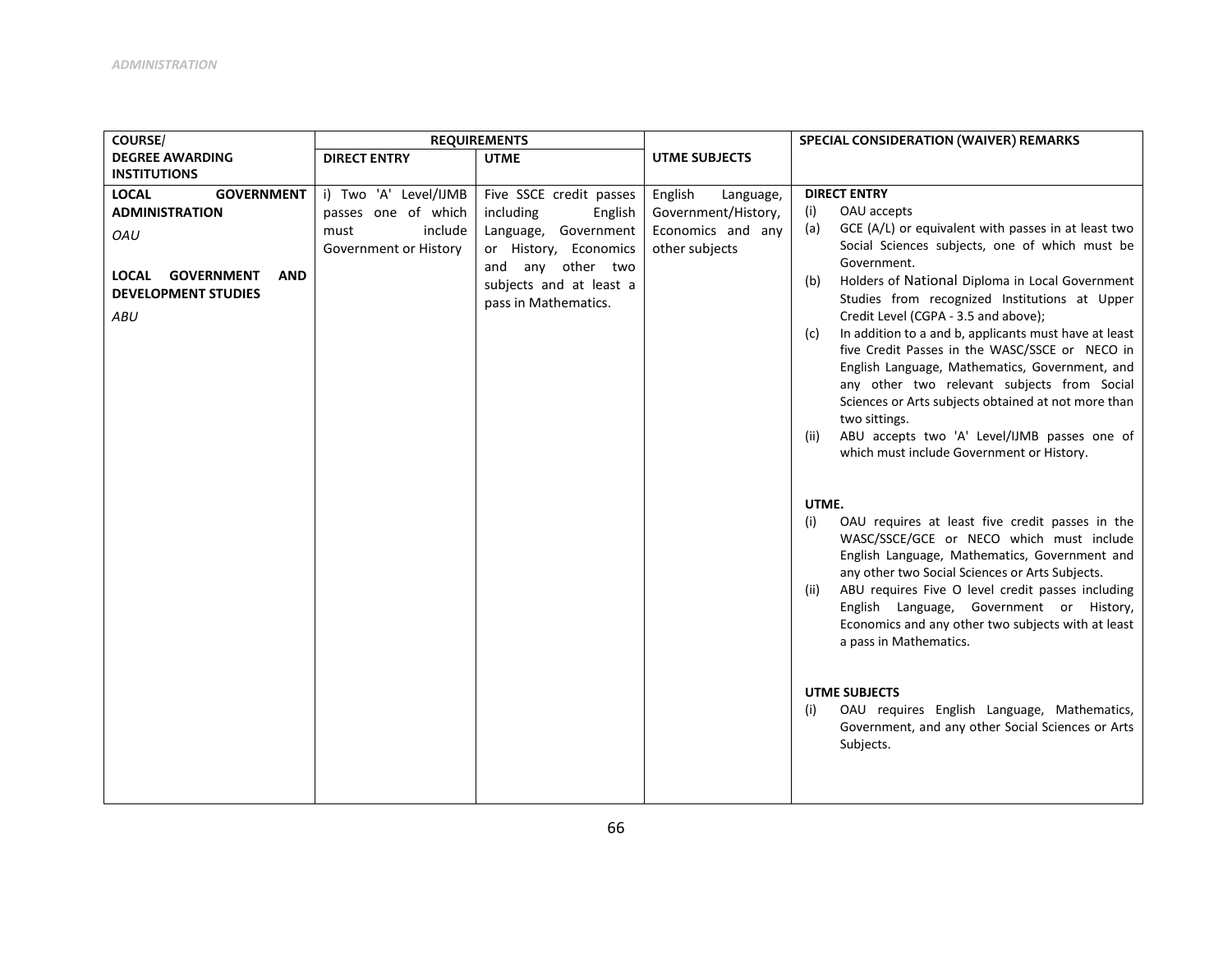| COURSE/ DEGREE AWARDING INSTITUTIONS | REQUIREMENTS | | UTME SUBJECTS | SPECIAL CONSIDERATION (WAIVER) REMARKS |
|---|---|---|---|---|
| | DIRECT ENTRY | UTME | | |
| **LOCAL GOVERNMENT ADMINISTRATION**<br>*OAU*<br><br>**LOCAL GOVERNMENT AND DEVELOPMENT STUDIES**<br>*ABU* | i) Two 'A' Level/IJMB passes one of which must include Government or History | Five SSCE credit passes including English Language, Government or History, Economics and any other two subjects and at least a pass in Mathematics. | English Language, Government/History, Economics and any other subjects | **DIRECT ENTRY**<br>(i) OAU accepts<br>(a) GCE (A/L) or equivalent with passes in at least two Social Sciences subjects, one of which must be Government.<br>(b) Holders of National Diploma in Local Government Studies from recognized Institutions at Upper Credit Level (CGPA - 3.5 and above);<br>(c) In addition to a and b, applicants must have at least five Credit Passes in the WASC/SSCE or NECO in English Language, Mathematics, Government, and any other two relevant subjects from Social Sciences or Arts subjects obtained at not more than two sittings.<br>(ii) ABU accepts two 'A' Level/IJMB passes one of which must include Government or History.<br><br>**UTME.**<br>(i) OAU requires at least five credit passes in the WASC/SSCE/GCE or NECO which must include English Language, Mathematics, Government and any other two Social Sciences or Arts Subjects.<br>(ii) ABU requires Five O level credit passes including English Language, Government or History, Economics and any other two subjects with at least a pass in Mathematics.<br><br>**UTME SUBJECTS**<br>(i) OAU requires English Language, Mathematics, Government, and any other Social Sciences or Arts Subjects. |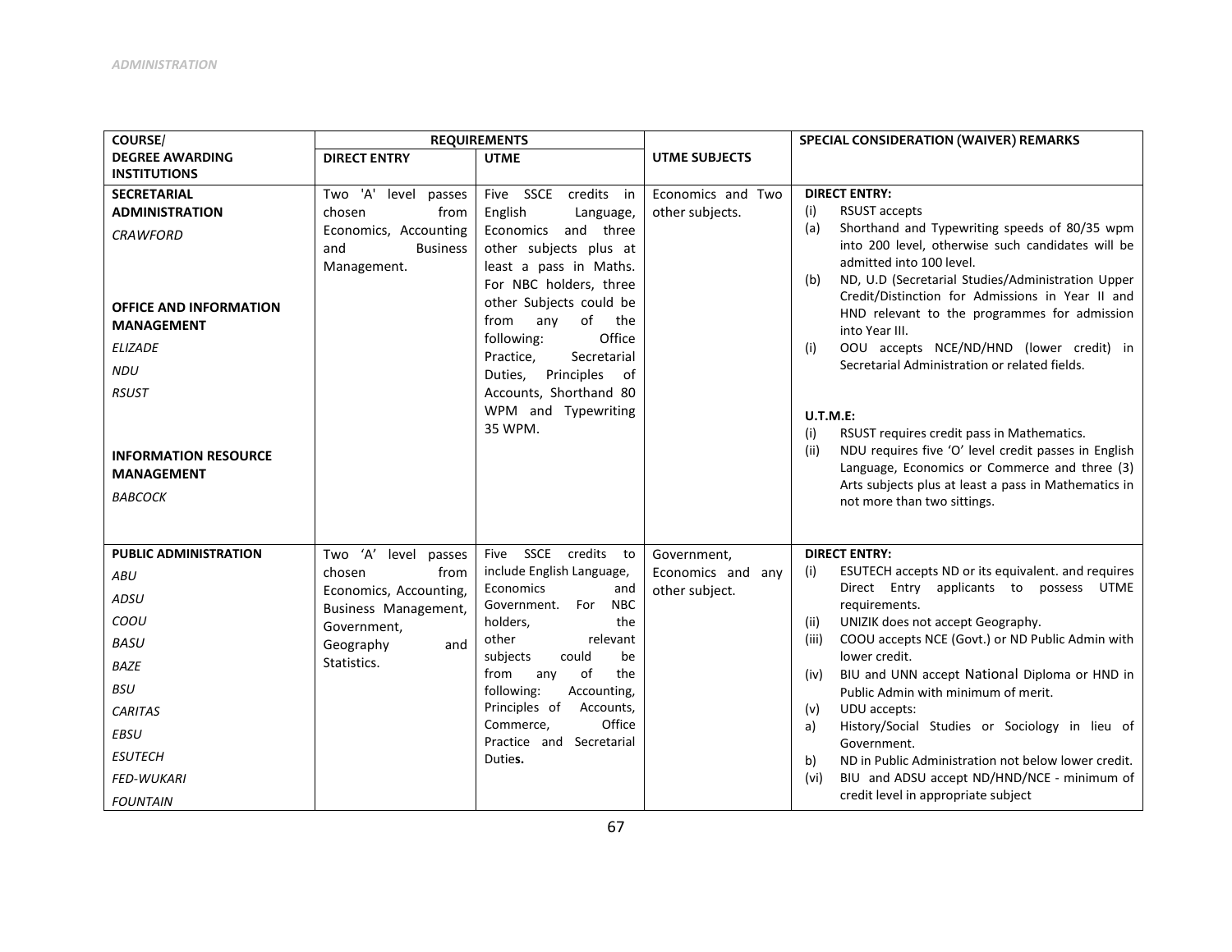| COURSE/ DEGREE AWARDING INSTITUTIONS | REQUIREMENTS | | UTME SUBJECTS | SPECIAL CONSIDERATION (WAIVER) REMARKS |
|---|---|---|---|---|
| | DIRECT ENTRY | UTME | | |
| **SECRETARIAL ADMINISTRATION**<br>*CRAWFORD*<br><br>**OFFICE AND INFORMATION MANAGEMENT**<br>*ELIZADE*<br>*NDU*<br>*RSUST*<br><br>**INFORMATION RESOURCE MANAGEMENT**<br>*BABCOCK* | Two 'A' level passes chosen from Economics, Accounting and Business Management. | Five SSCE credits in English Language, Economics and three other subjects plus at least a pass in Maths. For NBC holders, three other Subjects could be from any of the following: Office Practice, Secretarial Duties, Principles of Accounts, Shorthand 80 WPM and Typewriting 35 WPM. | Economics and Two other subjects. | **DIRECT ENTRY:**<br>(i) RSUST accepts<br>(a) Shorthand and Typewriting speeds of 80/35 wpm into 200 level, otherwise such candidates will be admitted into 100 level.<br>(b) ND, U.D (Secretarial Studies/Administration Upper Credit/Distinction for Admissions in Year II and HND relevant to the programmes for admission into Year III.<br>(i) OOU accepts NCE/ND/HND (lower credit) in Secretarial Administration or related fields.<br><br>**U.T.M.E:**<br>(i) RSUST requires credit pass in Mathematics.<br>(ii) NDU requires five 'O' level credit passes in English Language, Economics or Commerce and three (3) Arts subjects plus at least a pass in Mathematics in not more than two sittings. |
| **PUBLIC ADMINISTRATION**<br>*ABU*<br>*ADSU*<br>*COOU*<br>*BASU*<br>*BAZE*<br>*BSU*<br>*CARITAS*<br>*EBSU*<br>*ESUTECH*<br>*FED-WUKARI*<br>*FOUNTAIN* | Two 'A' level passes chosen from Economics, Accounting, Business Management, Government, Geography and Statistics. | Five SSCE credits to include English Language, Economics and Government. For NBC holders, the other relevant subjects could be from any of the following: Accounting, Principles of Accounts, Commerce, Office Practice and Secretarial Duties**.** | Government, Economics and any other subject. | **DIRECT ENTRY:**<br>(i) ESUTECH accepts ND or its equivalent. and requires Direct Entry applicants to possess UTME requirements.<br>(ii) UNIZIK does not accept Geography.<br>(iii) COOU accepts NCE (Govt.) or ND Public Admin with lower credit.<br>(iv) BIU and UNN accept National Diploma or HND in Public Admin with minimum of merit.<br>(v) UDU accepts:<br>a) History/Social Studies or Sociology in lieu of Government.<br>b) ND in Public Administration not below lower credit.<br>(vi) BIU and ADSU accept ND/HND/NCE - minimum of credit level in appropriate subject |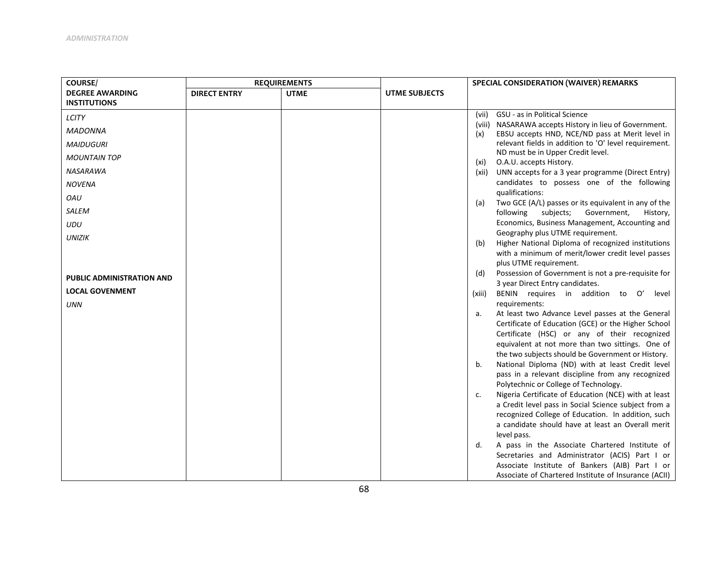| COURSE/ DEGREE AWARDING INSTITUTIONS | REQUIREMENTS | | UTME SUBJECTS | SPECIAL CONSIDERATION (WAIVER) REMARKS |
|---|---|---|---|---|
| | DIRECT ENTRY | UTME | | |
| *LCITY*<br>*MADONNA*<br>*MAIDUGURI*<br>*MOUNTAIN TOP*<br>*NASARAWA*<br>*NOVENA*<br>*OAU*<br>*SALEM*<br>*UDU*<br>*UNIZIK*<br><br>**PUBLIC ADMINISTRATION AND LOCAL GOVENMENT**<br>*UNN* | | | | (vii) GSU - as in Political Science<br>(viii) NASARAWA accepts History in lieu of Government.<br>(x) EBSU accepts HND, NCE/ND pass at Merit level in relevant fields in addition to 'O' level requirement. ND must be in Upper Credit level.<br>(xi) O.A.U. accepts History.<br>(xii) UNN accepts for a 3 year programme (Direct Entry) candidates to possess one of the following qualifications:<br>(a) Two GCE (A/L) passes or its equivalent in any of the following subjects; Government, History, Economics, Business Management, Accounting and Geography plus UTME requirement.<br>(b) Higher National Diploma of recognized institutions with a minimum of merit/lower credit level passes plus UTME requirement.<br>(d) Possession of Government is not a pre-requisite for 3 year Direct Entry candidates.<br>(xiii) BENIN requires in addition to O' level requirements:<br>a. At least two Advance Level passes at the General Certificate of Education (GCE) or the Higher School Certificate (HSC) or any of their recognized equivalent at not more than two sittings. One of the two subjects should be Government or History.<br>b. National Diploma (ND) with at least Credit level pass in a relevant discipline from any recognized Polytechnic or College of Technology.<br>c. Nigeria Certificate of Education (NCE) with at least a Credit level pass in Social Science subject from a recognized College of Education. In addition, such a candidate should have at least an Overall merit level pass.<br>d. A pass in the Associate Chartered Institute of Secretaries and Administrator (ACIS) Part I or Associate Institute of Bankers (AIB) Part I or Associate of Chartered Institute of Insurance (ACII) |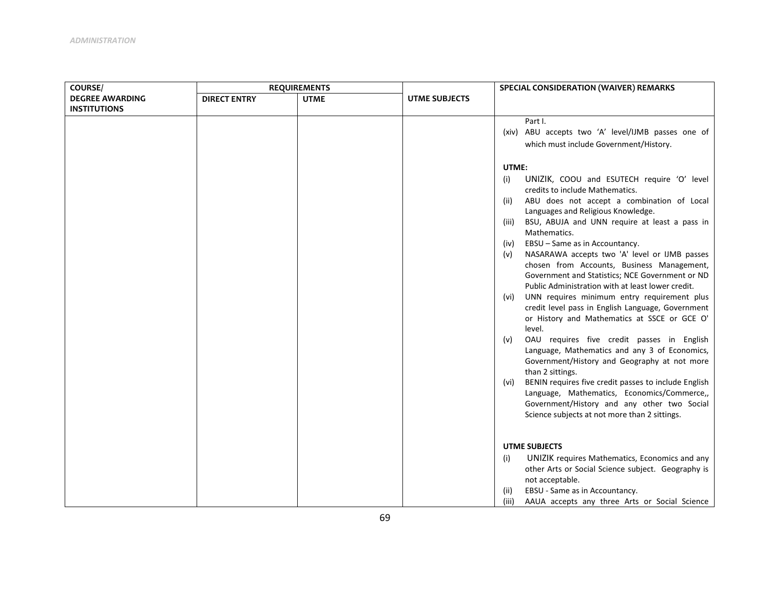| COURSE/ DEGREE AWARDING INSTITUTIONS | REQUIREMENTS | | UTME SUBJECTS | SPECIAL CONSIDERATION (WAIVER) REMARKS |
|---|---|---|---|---|
| | DIRECT ENTRY | UTME | | |
| | | | | Part I.<br>(xiv) ABU accepts two 'A' level/IJMB passes one of which must include Government/History.<br><br>**UTME:**<br>(i) UNIZIK, COOU and ESUTECH require 'O' level credits to include Mathematics.<br>(ii) ABU does not accept a combination of Local Languages and Religious Knowledge.<br>(iii) BSU, ABUJA and UNN require at least a pass in Mathematics.<br>(iv) EBSU – Same as in Accountancy.<br>(v) NASARAWA accepts two 'A' level or IJMB passes chosen from Accounts, Business Management, Government and Statistics; NCE Government or ND Public Administration with at least lower credit.<br>(vi) UNN requires minimum entry requirement plus credit level pass in English Language, Government or History and Mathematics at SSCE or GCE O' level.<br>(v) OAU requires five credit passes in English Language, Mathematics and any 3 of Economics, Government/History and Geography at not more than 2 sittings.<br>(vi) BENIN requires five credit passes to include English Language, Mathematics, Economics/Commerce,, Government/History and any other two Social Science subjects at not more than 2 sittings.<br><br>**UTME SUBJECTS**<br>(i) UNIZIK requires Mathematics, Economics and any other Arts or Social Science subject. Geography is not acceptable.<br>(ii) EBSU - Same as in Accountancy.<br>(iii) AAUA accepts any three Arts or Social Science |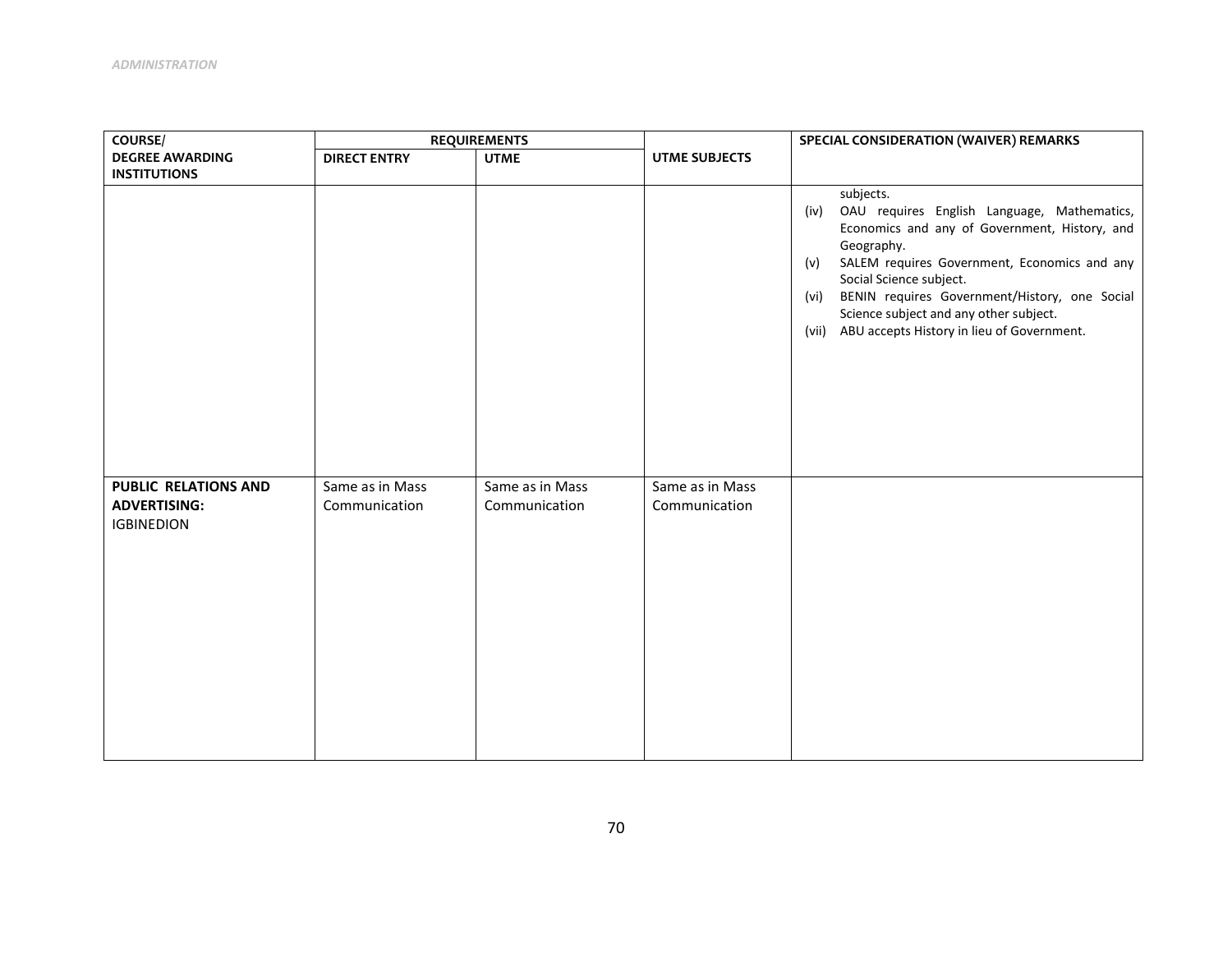| COURSE/ DEGREE AWARDING INSTITUTIONS | REQUIREMENTS | | UTME SUBJECTS | SPECIAL CONSIDERATION (WAIVER) REMARKS |
|---|---|---|---|---|
| | DIRECT ENTRY | UTME | | |
| | | | | subjects.<br>(iv) OAU requires English Language, Mathematics, Economics and any of Government, History, and Geography.<br>(v) SALEM requires Government, Economics and any Social Science subject.<br>(vi) BENIN requires Government/History, one Social Science subject and any other subject.<br>(vii) ABU accepts History in lieu of Government. |
| **PUBLIC RELATIONS AND ADVERTISING:** IGBINEDION | Same as in Mass Communication | Same as in Mass Communication | Same as in Mass Communication | |